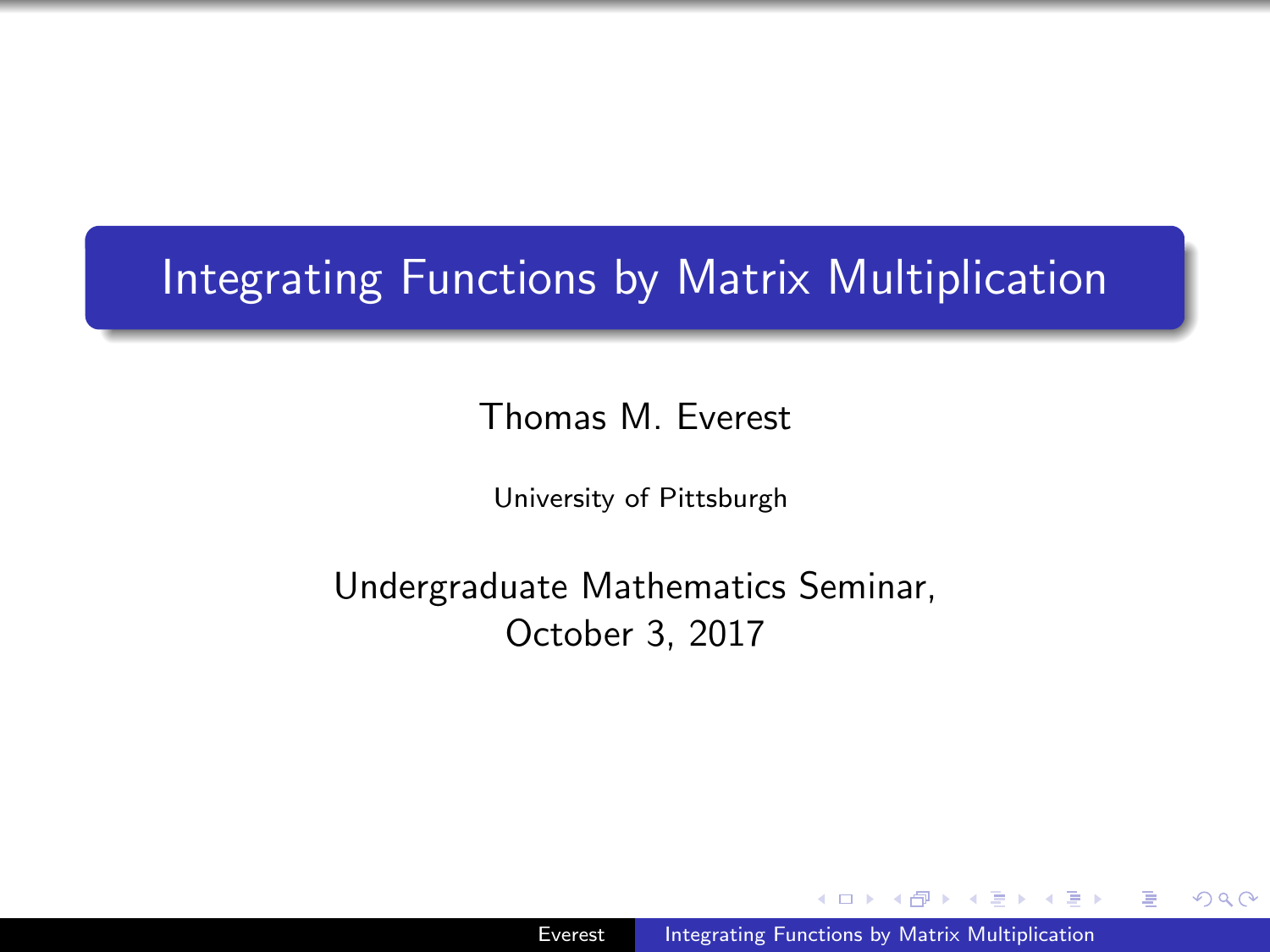# Integrating Functions by Matrix Multiplication

Thomas M. Everest

University of Pittsburgh

Undergraduate Mathematics Seminar,
October 3, 2017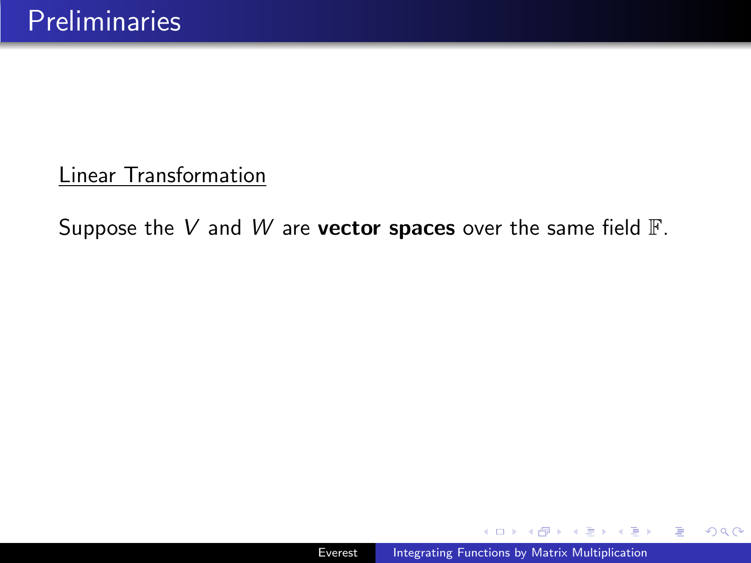# Preliminaries

<u>Linear Transformation</u>

Suppose the $V$ and $W$ are **vector spaces** over the same field $\mathbb{F}$.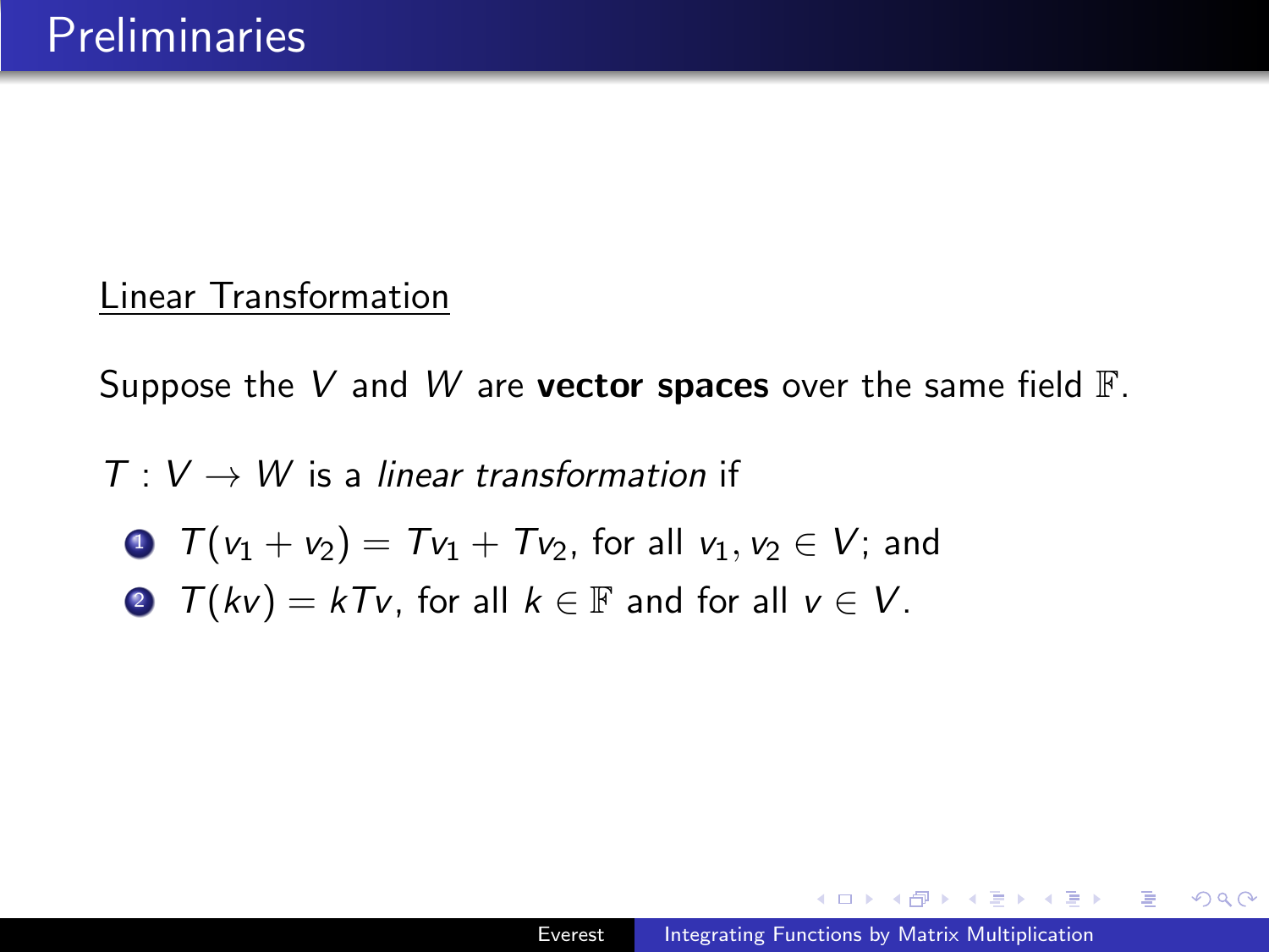# Preliminaries

Linear Transformation

Suppose the $V$ and $W$ are **vector spaces** over the same field $\mathbb{F}$.

$T : V \to W$ is a *linear transformation* if

1. $T(v_1 + v_2) = Tv_1 + Tv_2$, for all $v_1, v_2 \in V$; and
2. $T(kv) = kTv$, for all $k \in \mathbb{F}$ and for all $v \in V$.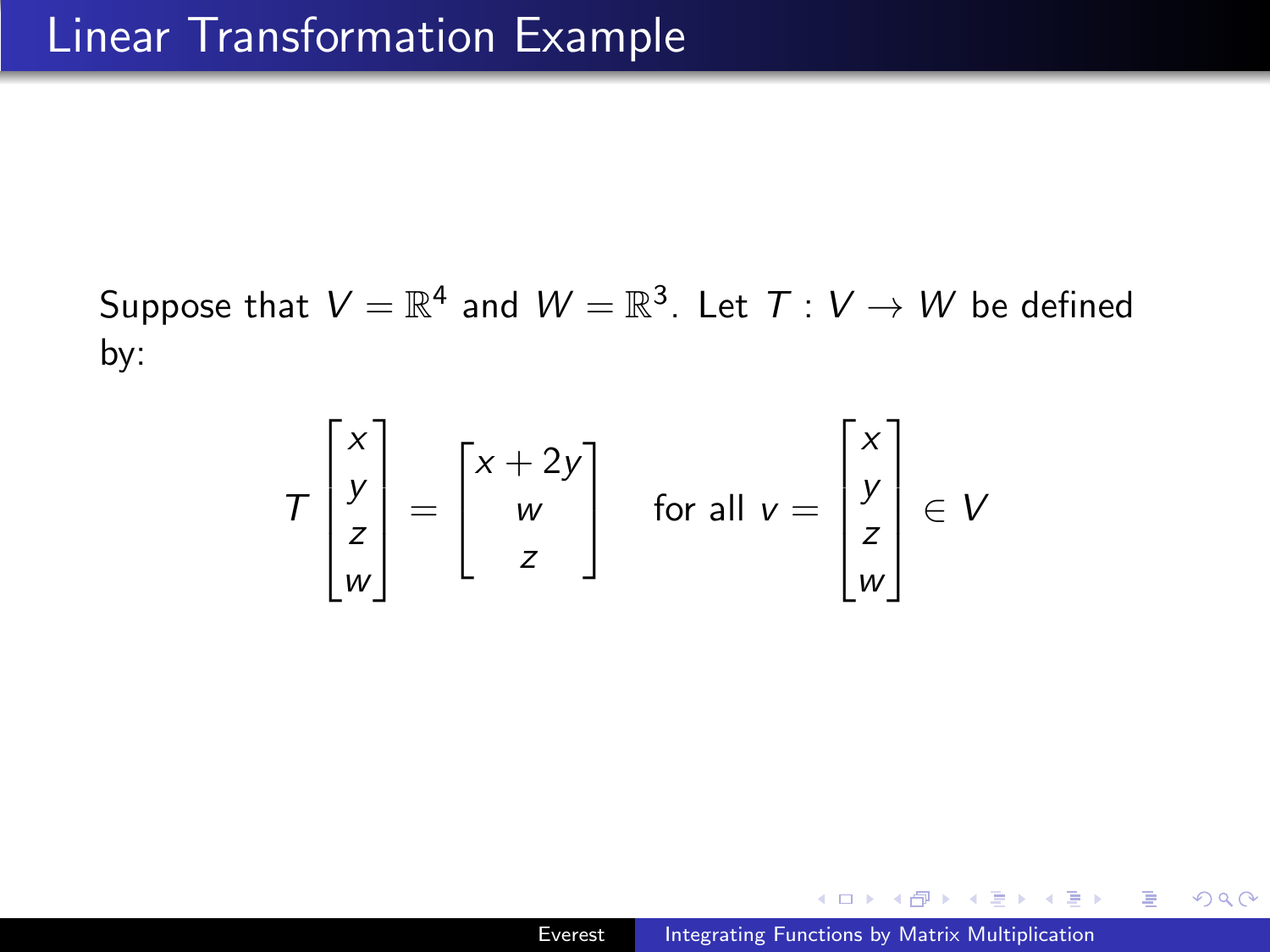# Linear Transformation Example

Suppose that $V = \mathbb{R}^4$ and $W = \mathbb{R}^3$. Let $T : V \to W$ be defined by:

$$T \begin{bmatrix} x \\ y \\ z \\ w \end{bmatrix} = \begin{bmatrix} x + 2y \\ w \\ z \end{bmatrix} \quad \text{for all } v = \begin{bmatrix} x \\ y \\ z \\ w \end{bmatrix} \in V$$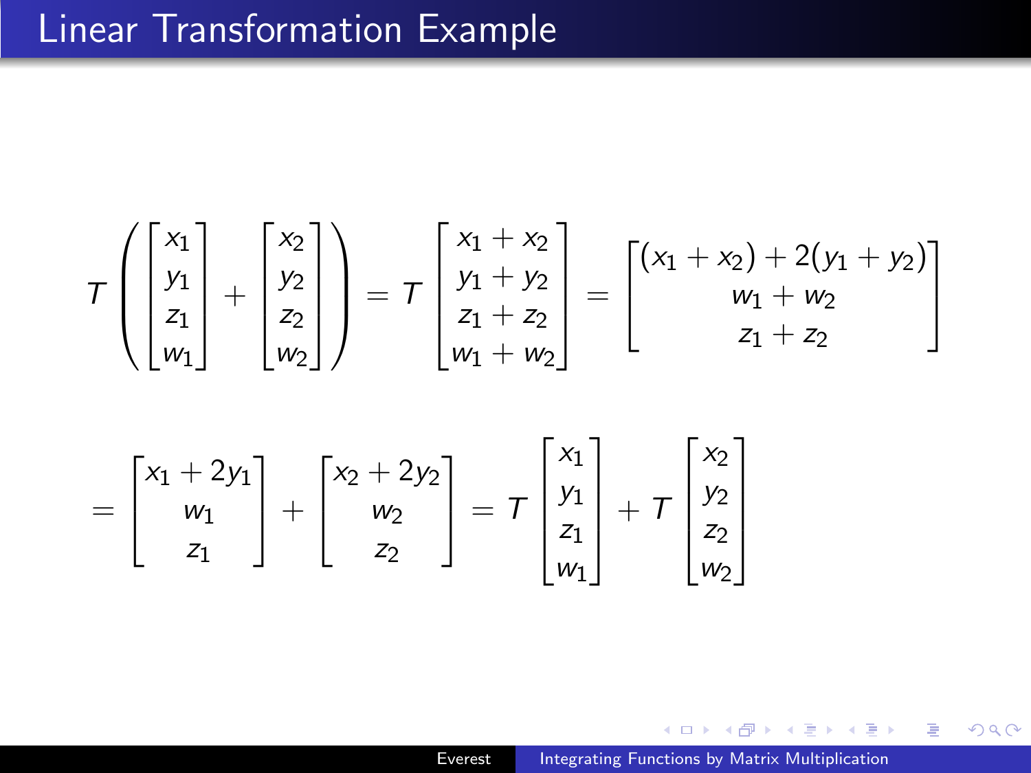# Linear Transformation Example

$$
T\left(\begin{bmatrix} x_1 \\ y_1 \\ z_1 \\ w_1 \end{bmatrix} + \begin{bmatrix} x_2 \\ y_2 \\ z_2 \\ w_2 \end{bmatrix}\right) = T\begin{bmatrix} x_1 + x_2 \\ y_1 + y_2 \\ z_1 + z_2 \\ w_1 + w_2 \end{bmatrix} = \begin{bmatrix} (x_1 + x_2) + 2(y_1 + y_2) \\ w_1 + w_2 \\ z_1 + z_2 \end{bmatrix}
$$

$$
= \begin{bmatrix} x_1 + 2y_1 \\ w_1 \\ z_1 \end{bmatrix} + \begin{bmatrix} x_2 + 2y_2 \\ w_2 \\ z_2 \end{bmatrix} = T\begin{bmatrix} x_1 \\ y_1 \\ z_1 \\ w_1 \end{bmatrix} + T\begin{bmatrix} x_2 \\ y_2 \\ z_2 \\ w_2 \end{bmatrix}
$$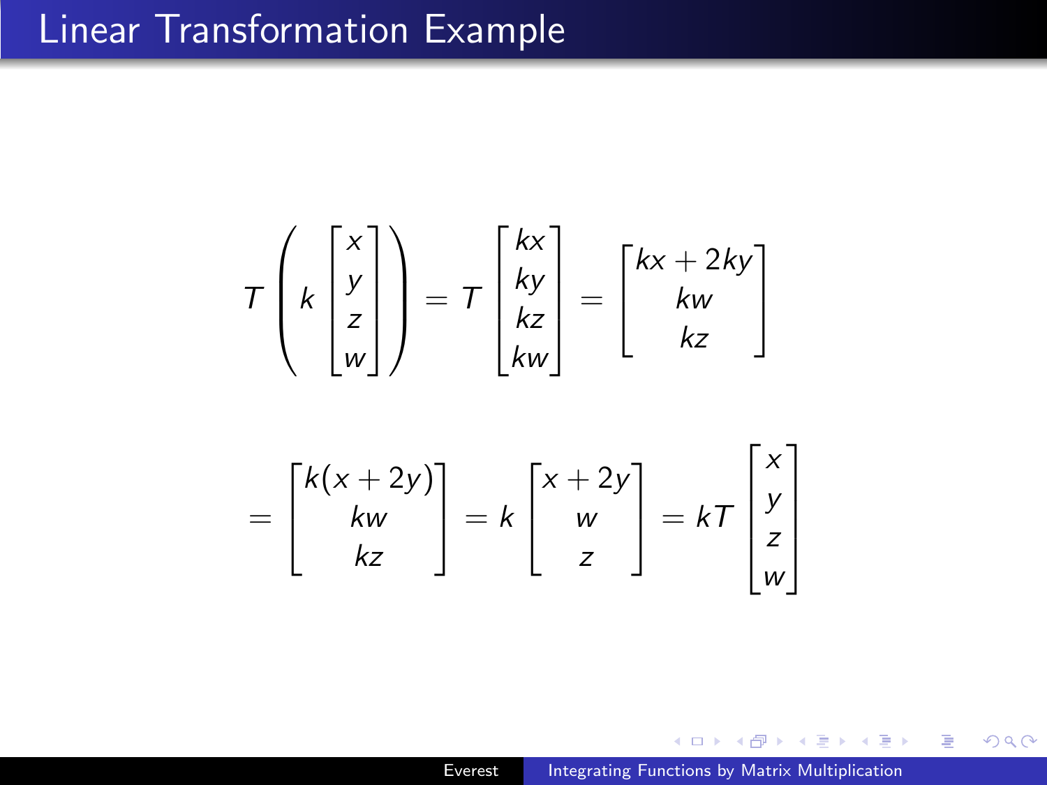# Linear Transformation Example

$$T\left(k\begin{bmatrix}x\\y\\z\\w\end{bmatrix}\right) = T\begin{bmatrix}kx\\ky\\kz\\kw\end{bmatrix} = \begin{bmatrix}kx+2ky\\kw\\kz\end{bmatrix}$$

$$= \begin{bmatrix}k(x+2y)\\kw\\kz\end{bmatrix} = k\begin{bmatrix}x+2y\\w\\z\end{bmatrix} = kT\begin{bmatrix}x\\y\\z\\w\end{bmatrix}$$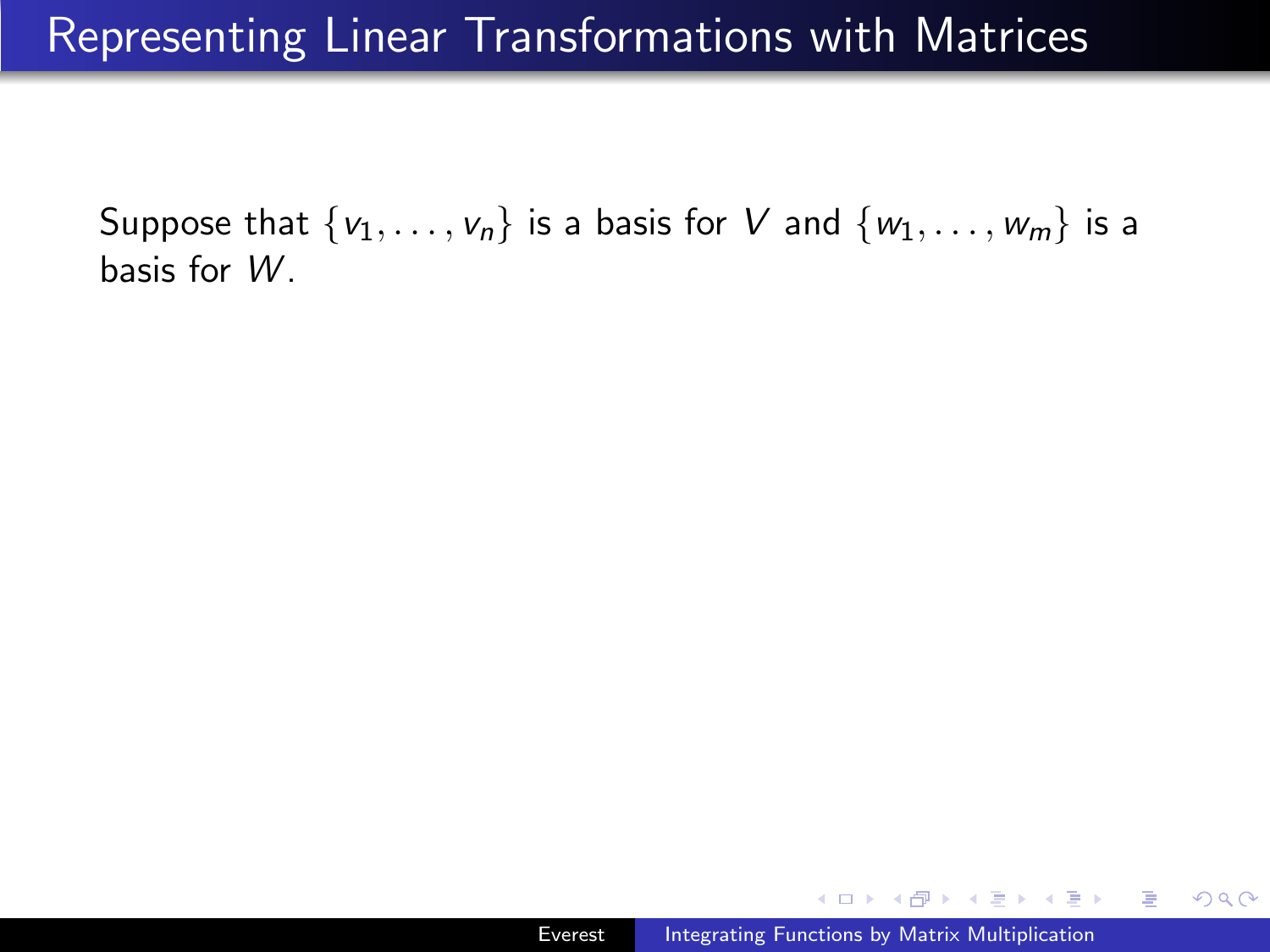# Representing Linear Transformations with Matrices

Suppose that $\{v_1, \ldots, v_n\}$ is a basis for $V$ and $\{w_1, \ldots, w_m\}$ is a basis for $W$.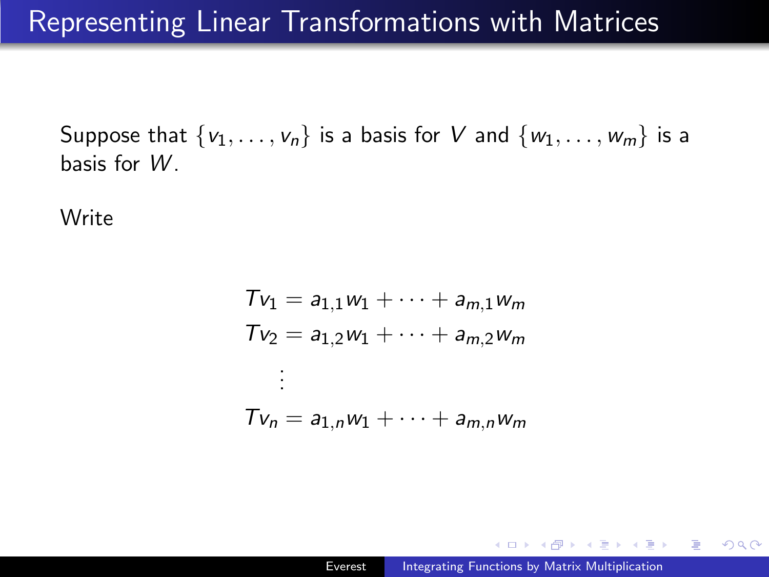# Representing Linear Transformations with Matrices

Suppose that $\{v_1, \ldots, v_n\}$ is a basis for $V$ and $\{w_1, \ldots, w_m\}$ is a basis for $W$.

Write

$$
\begin{aligned}
Tv_1 &= a_{1,1}w_1 + \cdots + a_{m,1}w_m \\
Tv_2 &= a_{1,2}w_1 + \cdots + a_{m,2}w_m \\
&\vdots \\
Tv_n &= a_{1,n}w_1 + \cdots + a_{m,n}w_m
\end{aligned}
$$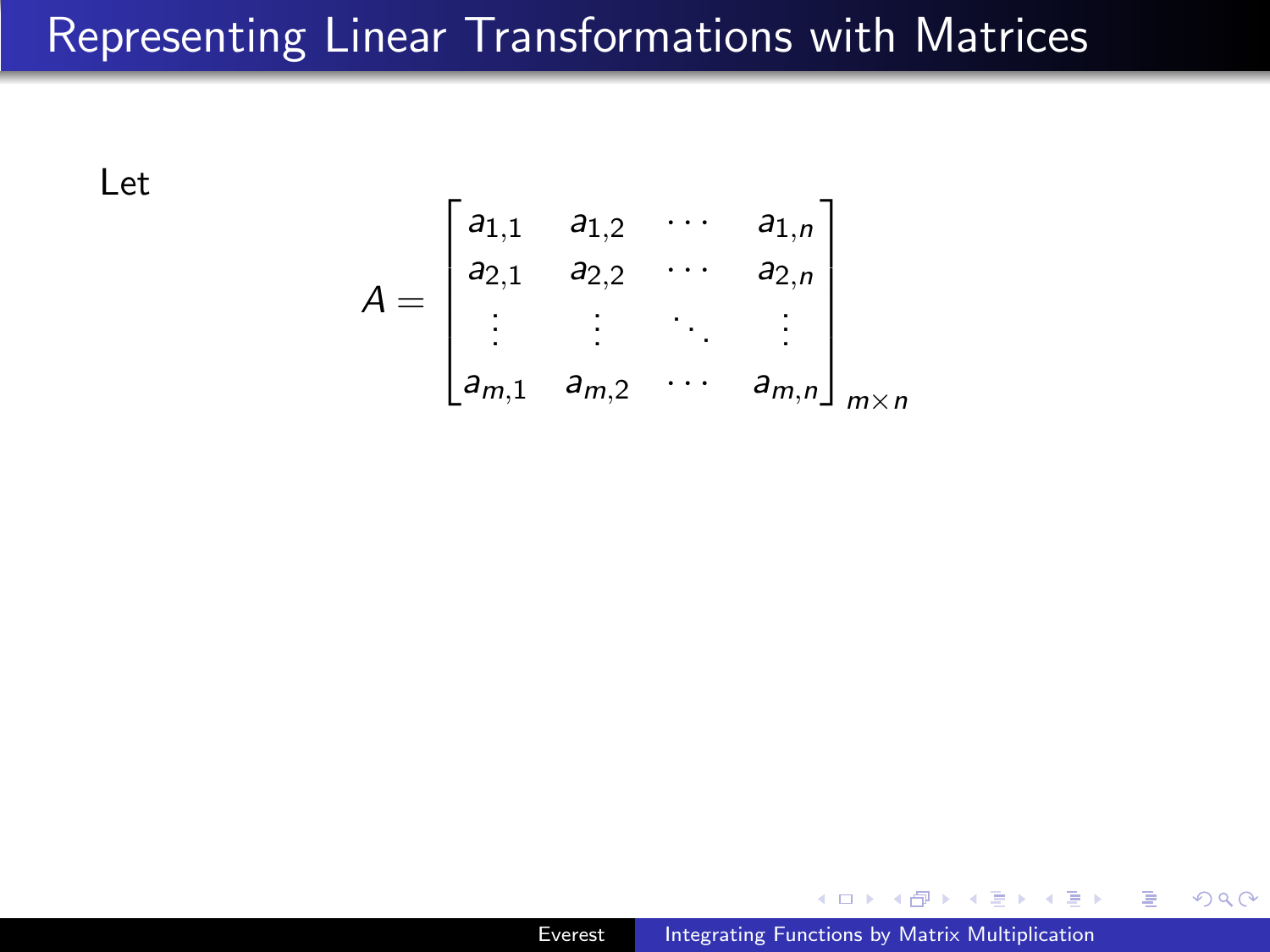# Representing Linear Transformations with Matrices

Let

$$A = \begin{bmatrix} a_{1,1} & a_{1,2} & \cdots & a_{1,n} \\ a_{2,1} & a_{2,2} & \cdots & a_{2,n} \\ \vdots & \vdots & \ddots & \vdots \\ a_{m,1} & a_{m,2} & \cdots & a_{m,n} \end{bmatrix}_{m \times n}$$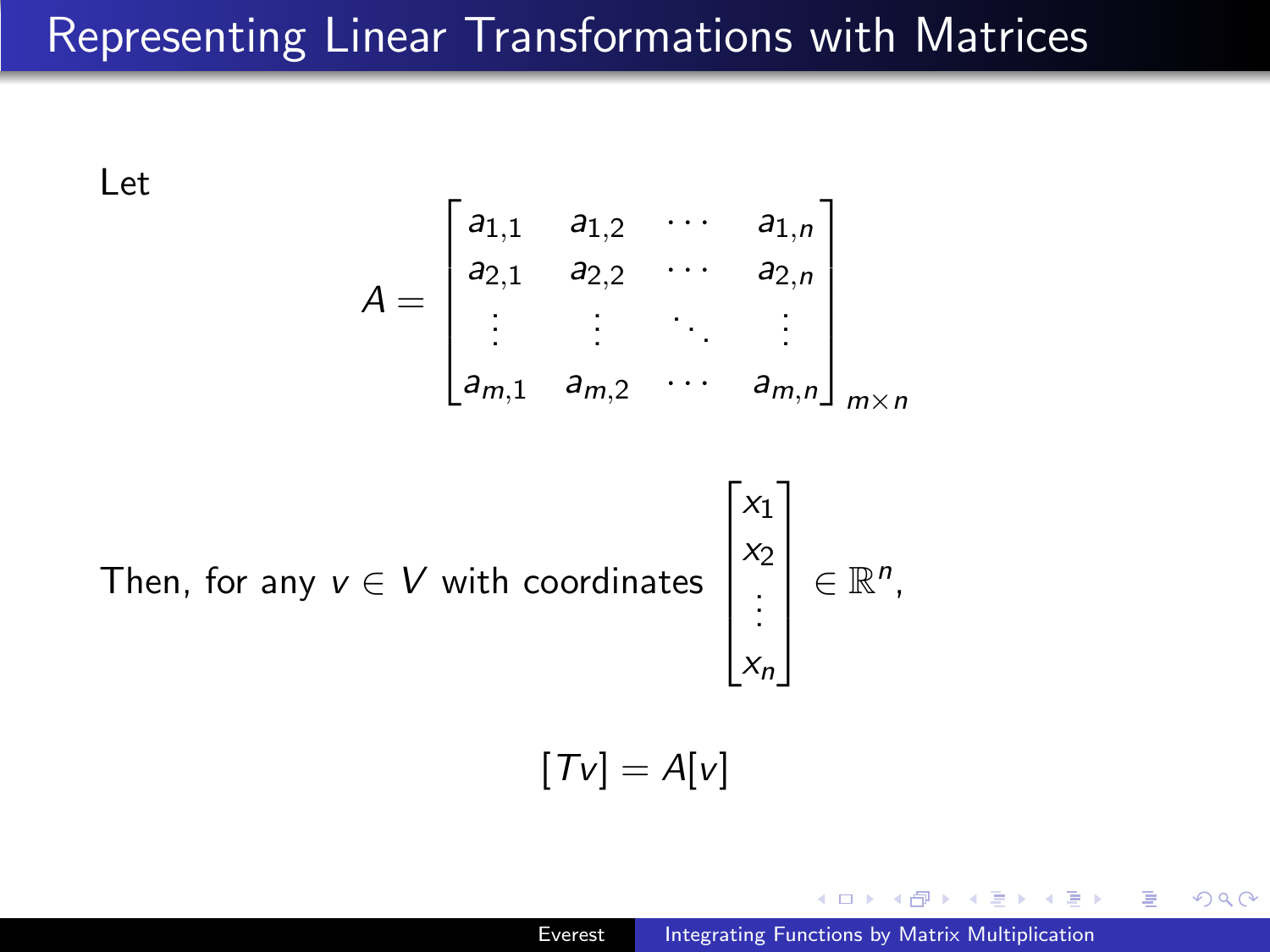# Representing Linear Transformations with Matrices

Let

$$A = \begin{bmatrix} a_{1,1} & a_{1,2} & \cdots & a_{1,n} \\ a_{2,1} & a_{2,2} & \cdots & a_{2,n} \\ \vdots & \vdots & \ddots & \vdots \\ a_{m,1} & a_{m,2} & \cdots & a_{m,n} \end{bmatrix}_{m \times n}$$

Then, for any $v \in V$ with coordinates $\begin{bmatrix} x_1 \\ x_2 \\ \vdots \\ x_n \end{bmatrix} \in \mathbb{R}^n$,

$$[Tv] = A[v]$$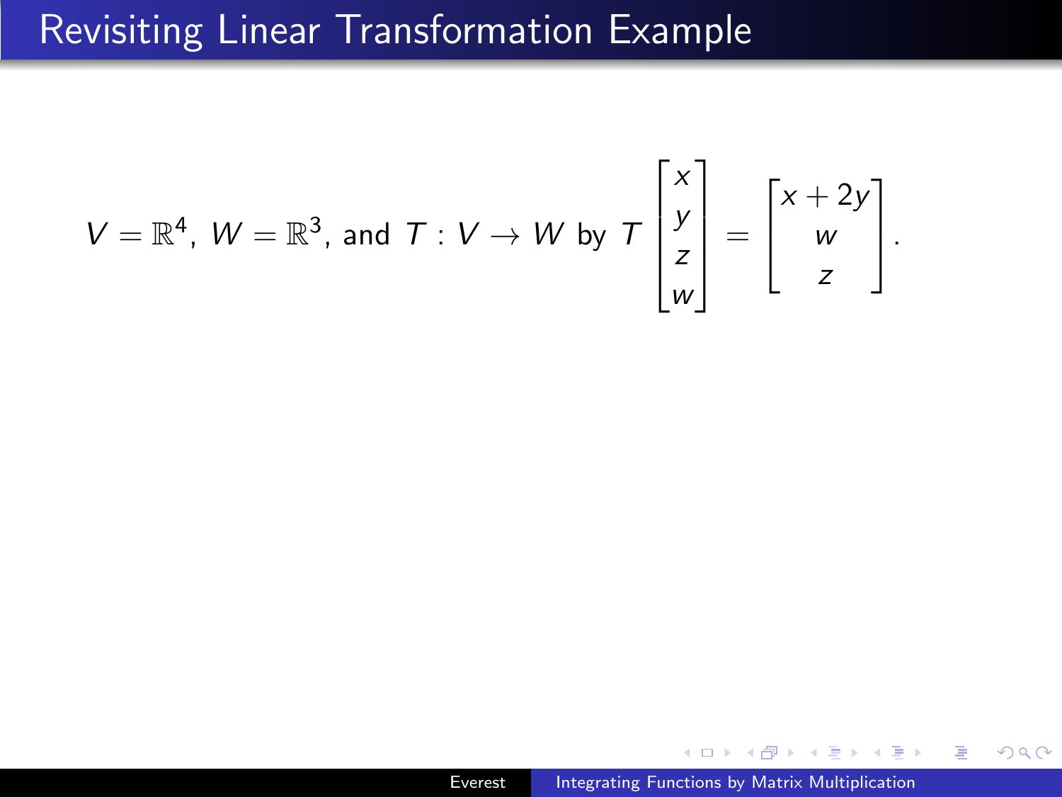# Revisiting Linear Transformation Example

$$V = \mathbb{R}^4,\ W = \mathbb{R}^3, \text{ and } T : V \to W \text{ by } T \begin{bmatrix} x \\ y \\ z \\ w \end{bmatrix} = \begin{bmatrix} x + 2y \\ w \\ z \end{bmatrix}.$$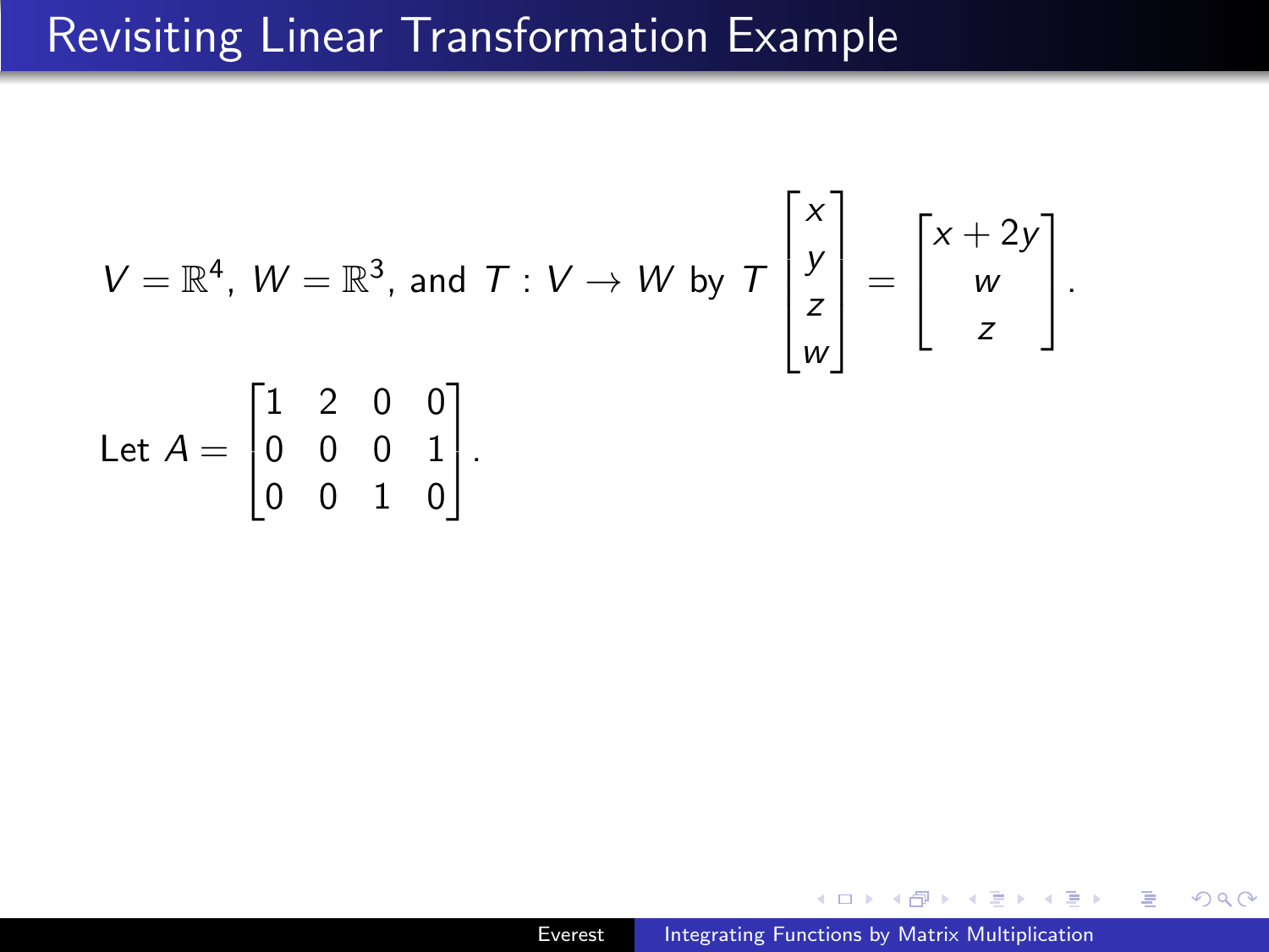# Revisiting Linear Transformation Example

$$V = \mathbb{R}^4,\ W = \mathbb{R}^3, \text{ and } T : V \to W \text{ by } T \begin{bmatrix} x \\ y \\ z \\ w \end{bmatrix} = \begin{bmatrix} x + 2y \\ w \\ z \end{bmatrix}.$$

$$\text{Let } A = \begin{bmatrix} 1 & 2 & 0 & 0 \\ 0 & 0 & 0 & 1 \\ 0 & 0 & 1 & 0 \end{bmatrix}.$$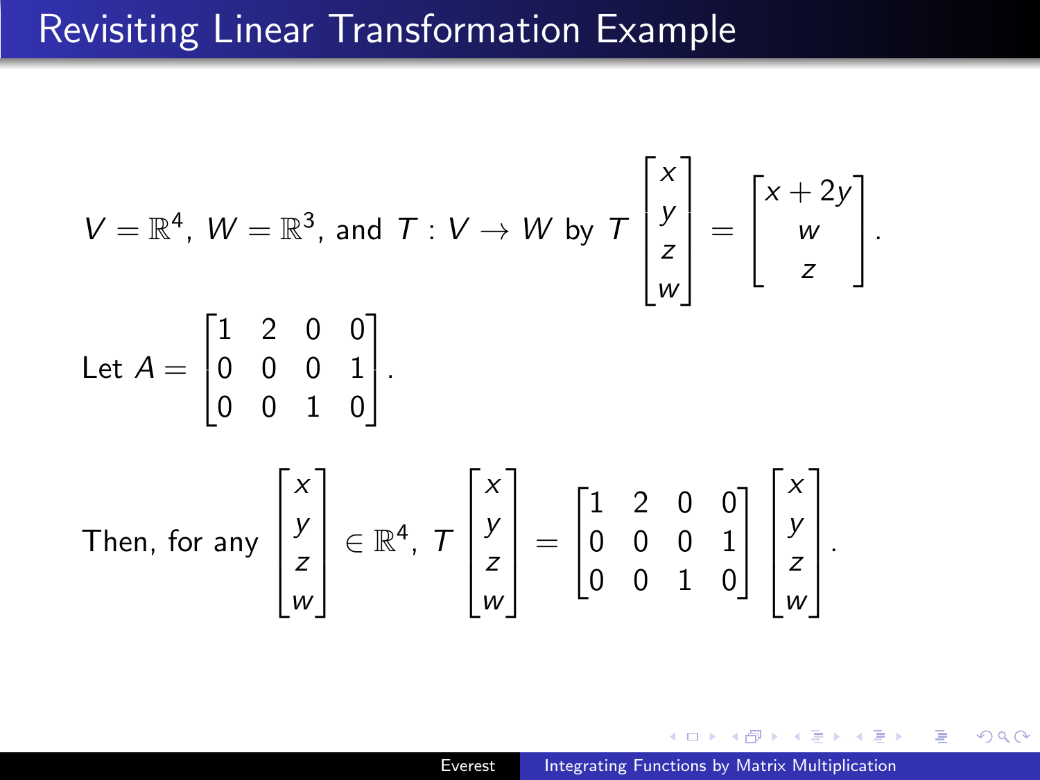# Revisiting Linear Transformation Example

$V = \mathbb{R}^4$, $W = \mathbb{R}^3$, and $T : V \to W$ by $T \begin{bmatrix} x \\ y \\ z \\ w \end{bmatrix} = \begin{bmatrix} x + 2y \\ w \\ z \end{bmatrix}$.

Let $A = \begin{bmatrix} 1 & 2 & 0 & 0 \\ 0 & 0 & 0 & 1 \\ 0 & 0 & 1 & 0 \end{bmatrix}$.

Then, for any $\begin{bmatrix} x \\ y \\ z \\ w \end{bmatrix} \in \mathbb{R}^4$, $T \begin{bmatrix} x \\ y \\ z \\ w \end{bmatrix} = \begin{bmatrix} 1 & 2 & 0 & 0 \\ 0 & 0 & 0 & 1 \\ 0 & 0 & 1 & 0 \end{bmatrix} \begin{bmatrix} x \\ y \\ z \\ w \end{bmatrix}$.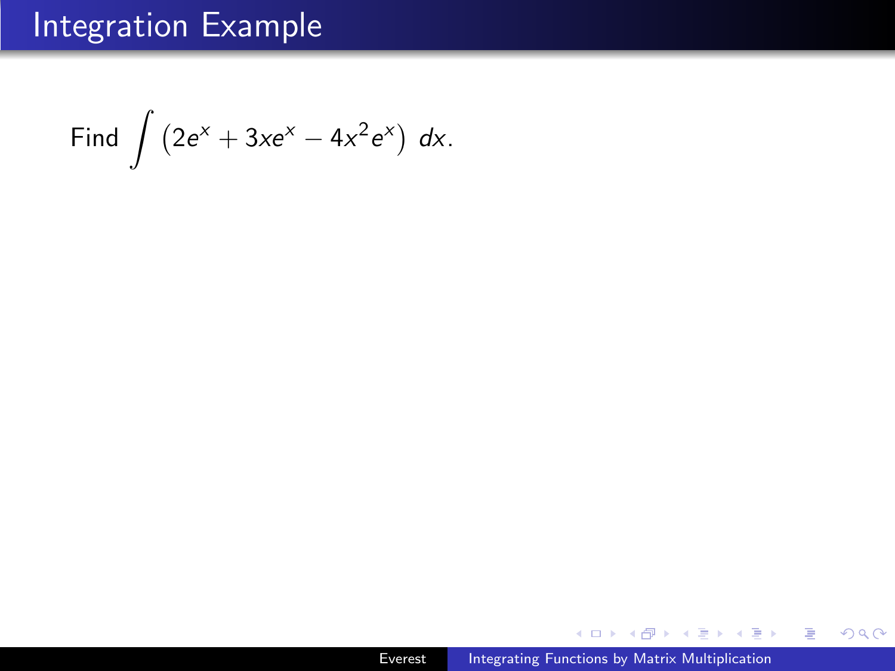# Integration Example

Find $\displaystyle\int \left(2e^x + 3xe^x - 4x^2e^x\right)\, dx$.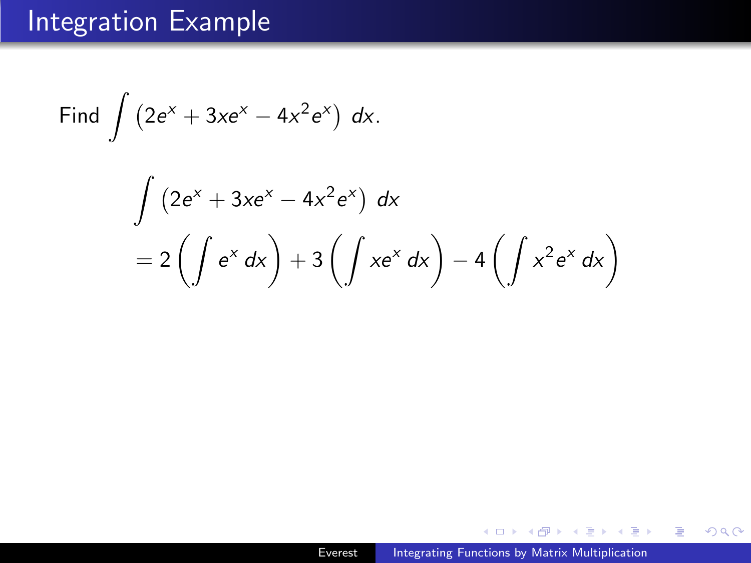# Integration Example

Find $\int \left(2e^x + 3xe^x - 4x^2e^x\right)\,dx$.

$$
\begin{aligned}
&\int \left(2e^x + 3xe^x - 4x^2e^x\right)\,dx \\
&= 2\left(\int e^x\,dx\right) + 3\left(\int xe^x\,dx\right) - 4\left(\int x^2e^x\,dx\right)
\end{aligned}
$$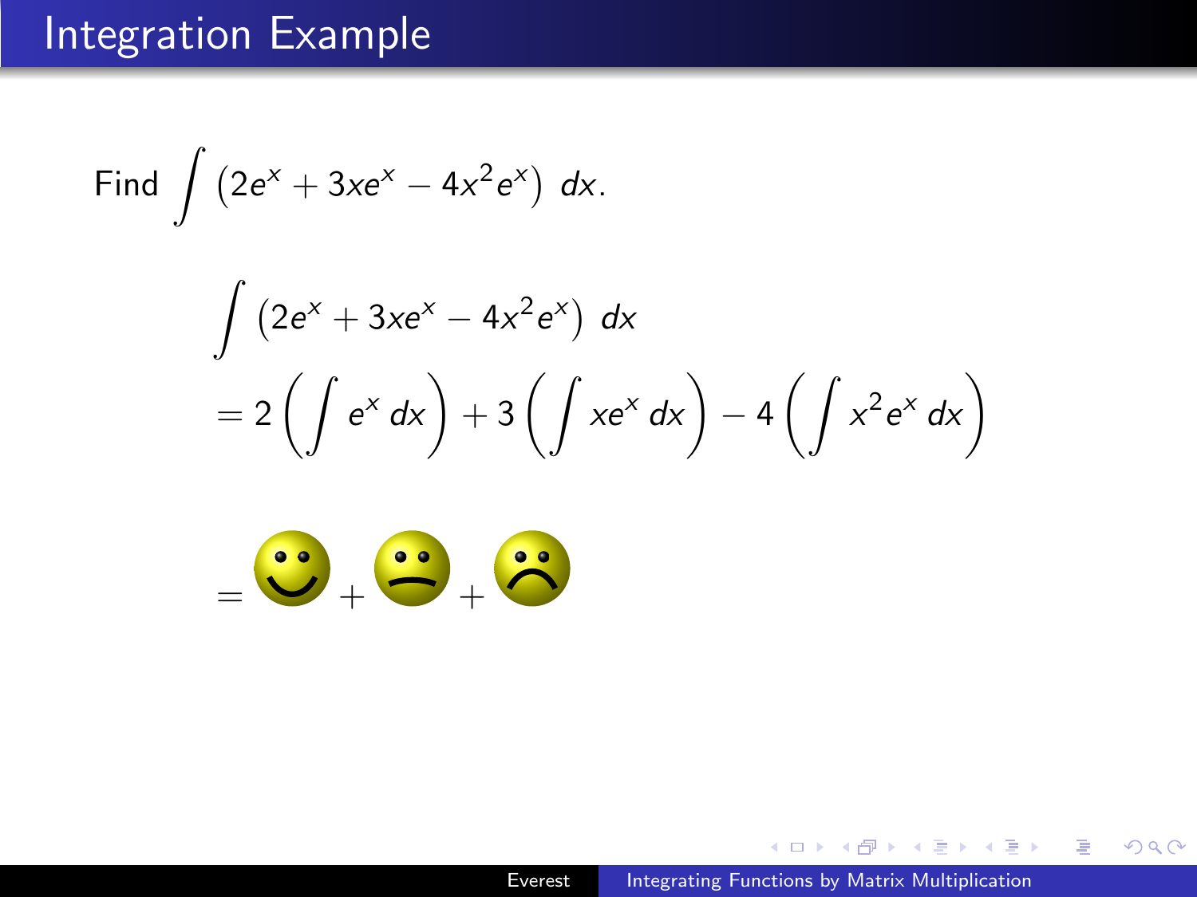# Integration Example

Find $\int \left(2e^x + 3xe^x - 4x^2e^x\right)\, dx$.

$$\int \left(2e^x + 3xe^x - 4x^2e^x\right)\, dx$$
$$= 2\left(\int e^x\, dx\right) + 3\left(\int xe^x\, dx\right) - 4\left(\int x^2e^x\, dx\right)$$

$= \; + \; +$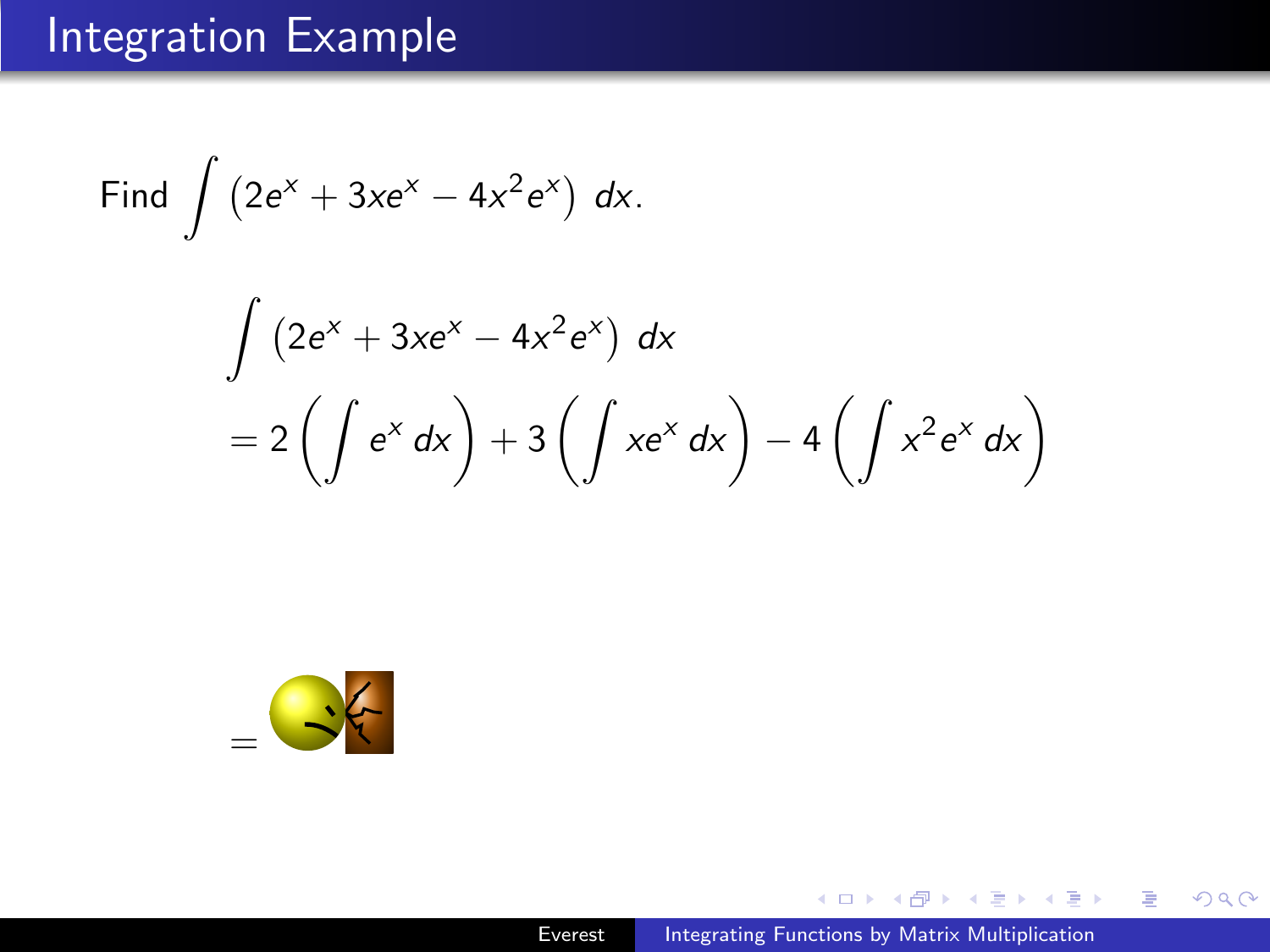# Integration Example

Find $\int \left(2e^x + 3xe^x - 4x^2e^x\right)\, dx$.

$$\int \left(2e^x + 3xe^x - 4x^2e^x\right)\, dx$$
$$= 2\left(\int e^x\, dx\right) + 3\left(\int xe^x\, dx\right) - 4\left(\int x^2e^x\, dx\right)$$

$=$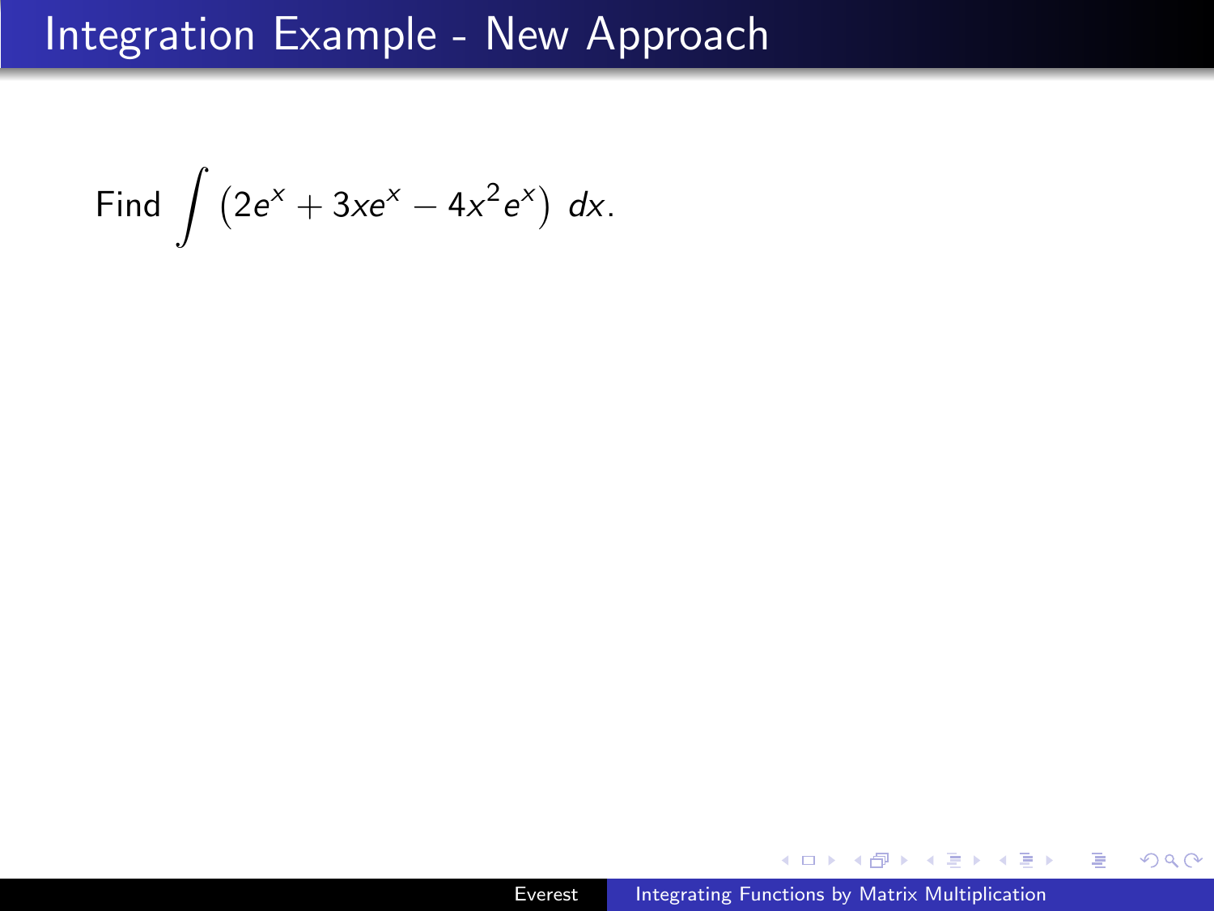# Integration Example - New Approach

Find $\int \left(2e^x + 3xe^x - 4x^2e^x\right)\, dx$.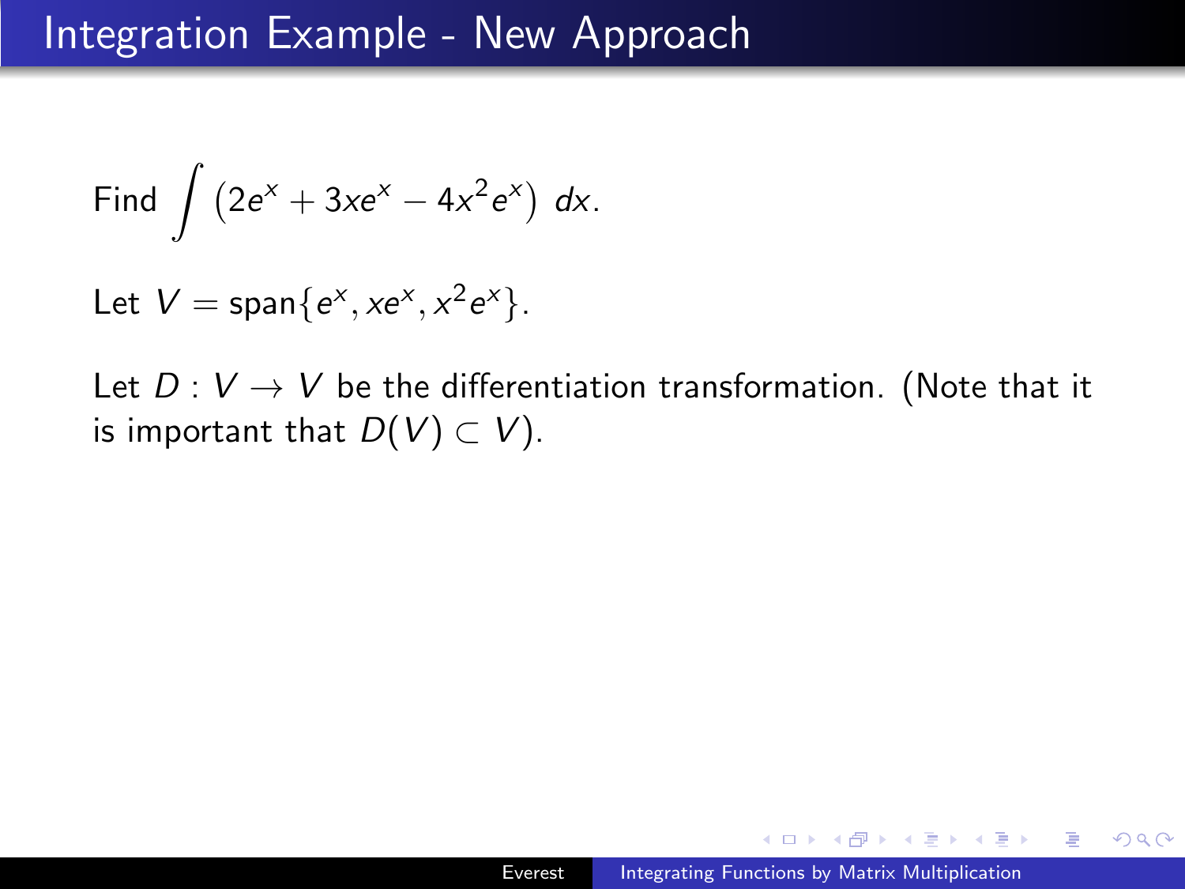# Integration Example - New Approach

Find $\displaystyle\int \left(2e^x + 3xe^x - 4x^2e^x\right)\, dx$.

Let $V = \text{span}\{e^x, xe^x, x^2e^x\}$.

Let $D : V \to V$ be the differentiation transformation. (Note that it is important that $D(V) \subset V$).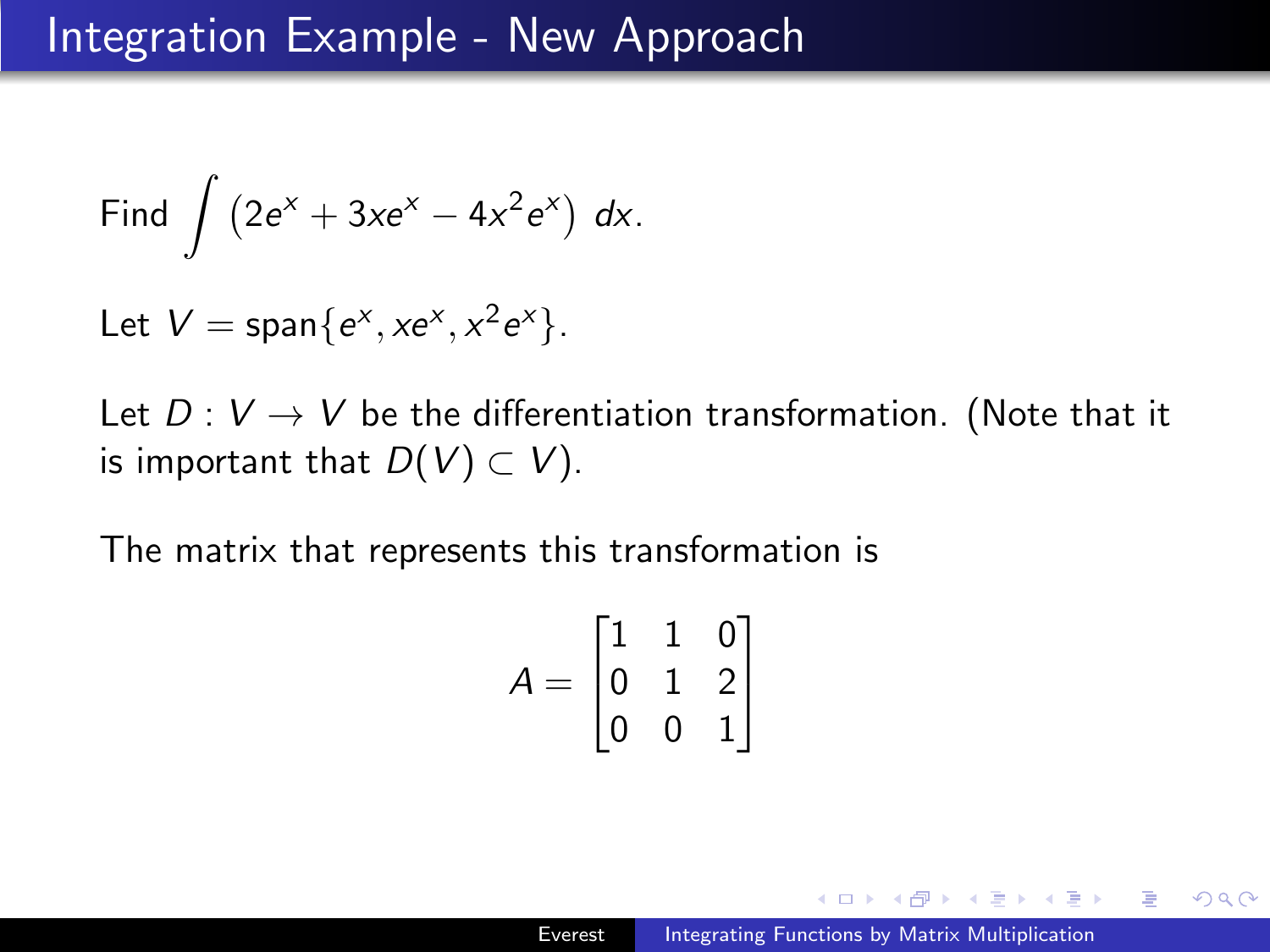# Integration Example - New Approach

Find $\int \left(2e^x + 3xe^x - 4x^2e^x\right)\, dx$.

Let $V = \text{span}\{e^x, xe^x, x^2e^x\}$.

Let $D : V \to V$ be the differentiation transformation. (Note that it is important that $D(V) \subset V$).

The matrix that represents this transformation is

$$A = \begin{bmatrix} 1 & 1 & 0 \\ 0 & 1 & 2 \\ 0 & 0 & 1 \end{bmatrix}$$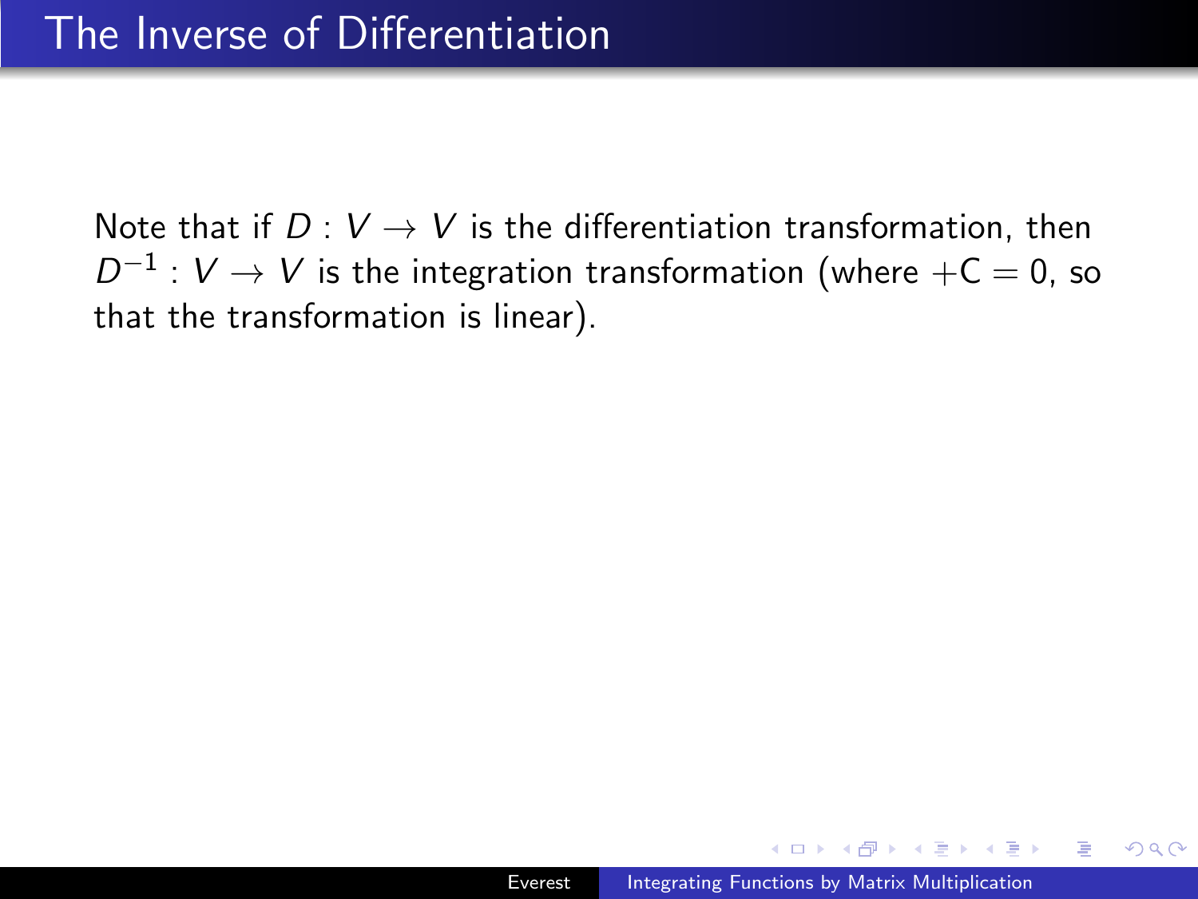# The Inverse of Differentiation

Note that if $D : V \to V$ is the differentiation transformation, then $D^{-1} : V \to V$ is the integration transformation (where $+\mathrm{C} = 0$, so that the transformation is linear).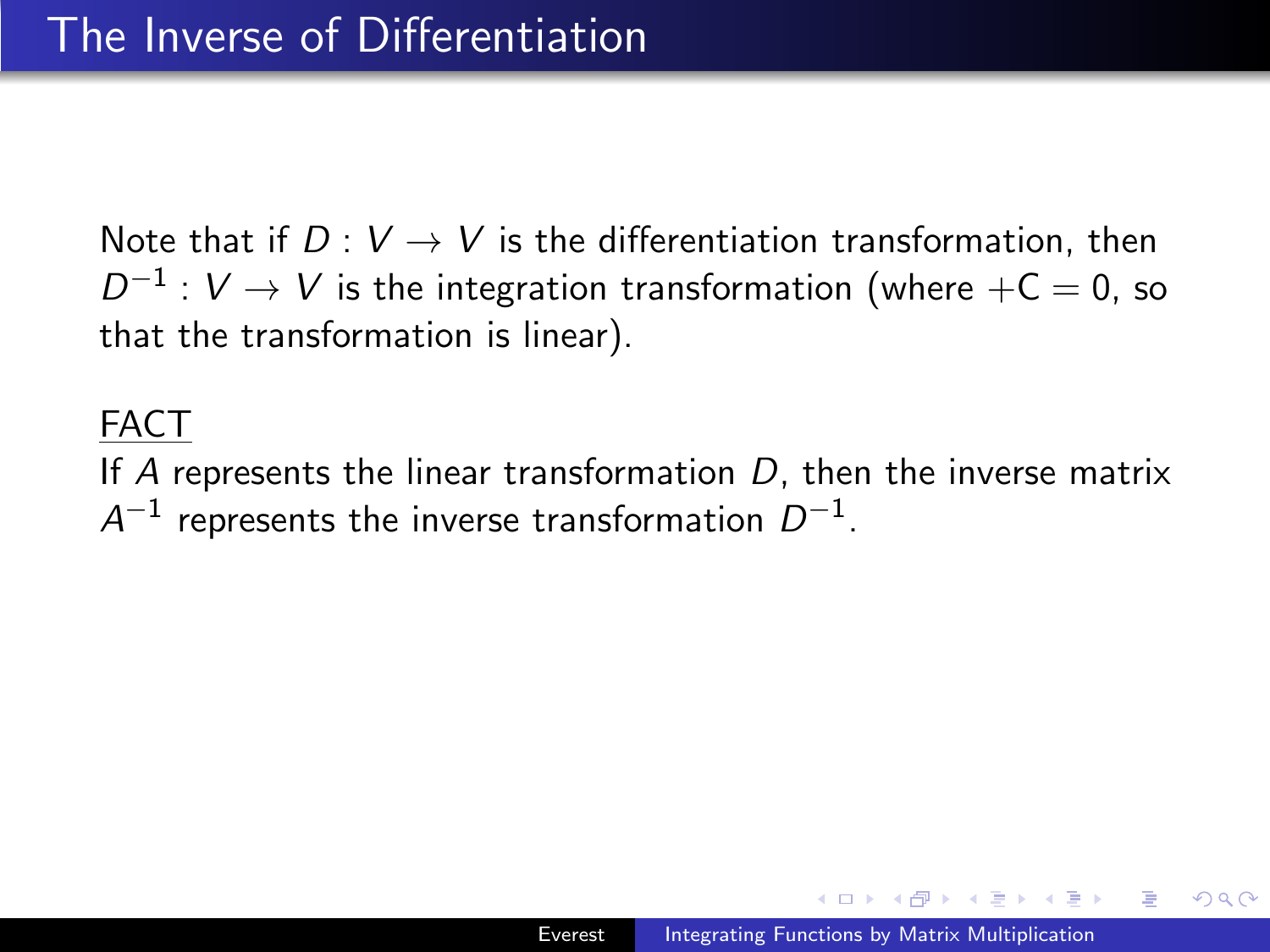# The Inverse of Differentiation

Note that if $D : V \to V$ is the differentiation transformation, then $D^{-1} : V \to V$ is the integration transformation (where $+C = 0$, so that the transformation is linear).

FACT

If $A$ represents the linear transformation $D$, then the inverse matrix $A^{-1}$ represents the inverse transformation $D^{-1}$.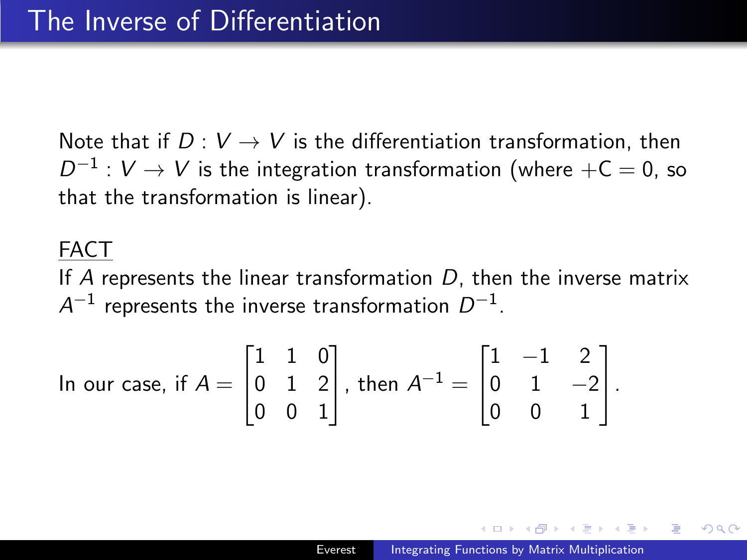# The Inverse of Differentiation

Note that if $D : V \to V$ is the differentiation transformation, then $D^{-1} : V \to V$ is the integration transformation (where $+C = 0$, so that the transformation is linear).

<u>FACT</u>

If $A$ represents the linear transformation $D$, then the inverse matrix $A^{-1}$ represents the inverse transformation $D^{-1}$.

In our case, if $A = \begin{bmatrix} 1 & 1 & 0 \\ 0 & 1 & 2 \\ 0 & 0 & 1 \end{bmatrix}$, then $A^{-1} = \begin{bmatrix} 1 & -1 & 2 \\ 0 & 1 & -2 \\ 0 & 0 & 1 \end{bmatrix}$.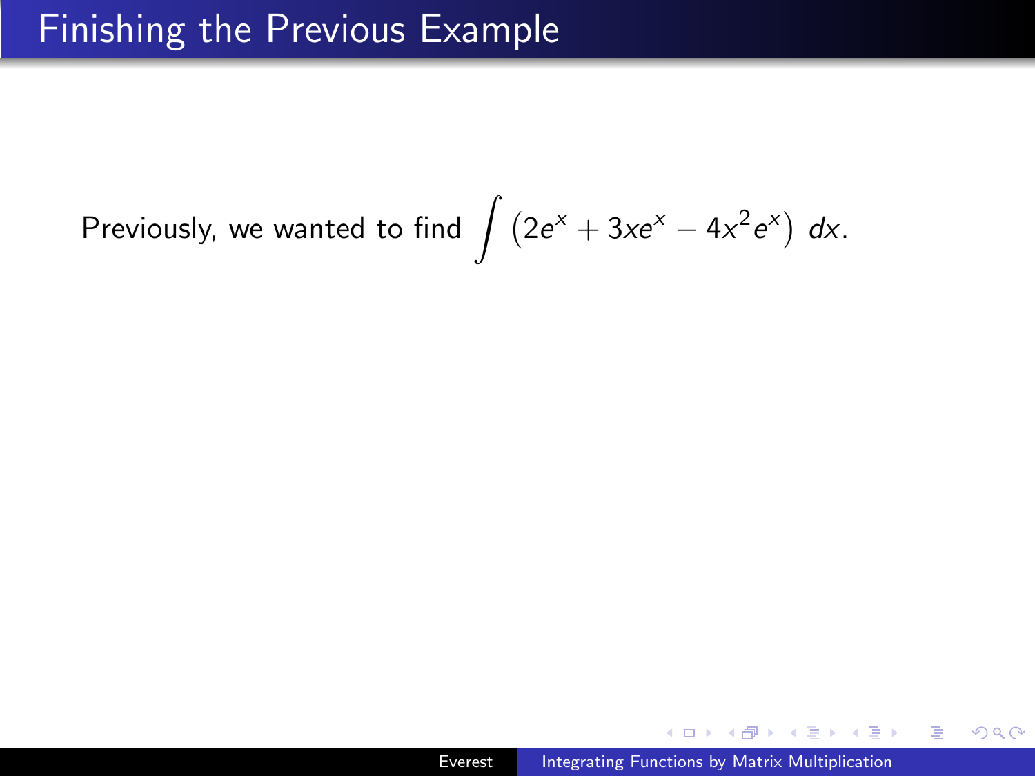# Finishing the Previous Example

Previously, we wanted to find $\displaystyle\int \left(2e^x + 3xe^x - 4x^2e^x\right)\, dx$.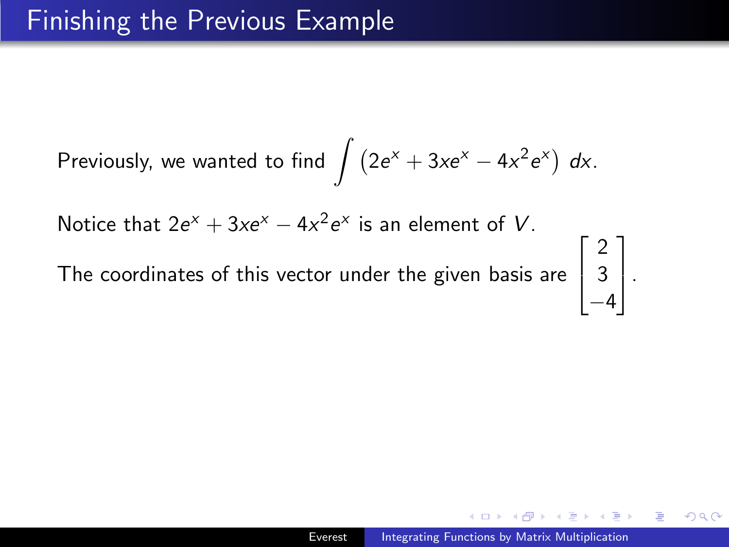# Finishing the Previous Example

Previously, we wanted to find $\displaystyle\int \left(2e^x + 3xe^x - 4x^2e^x\right)\, dx$.

Notice that $2e^x + 3xe^x - 4x^2e^x$ is an element of $V$.

The coordinates of this vector under the given basis are $\begin{bmatrix} 2 \\ 3 \\ -4 \end{bmatrix}$.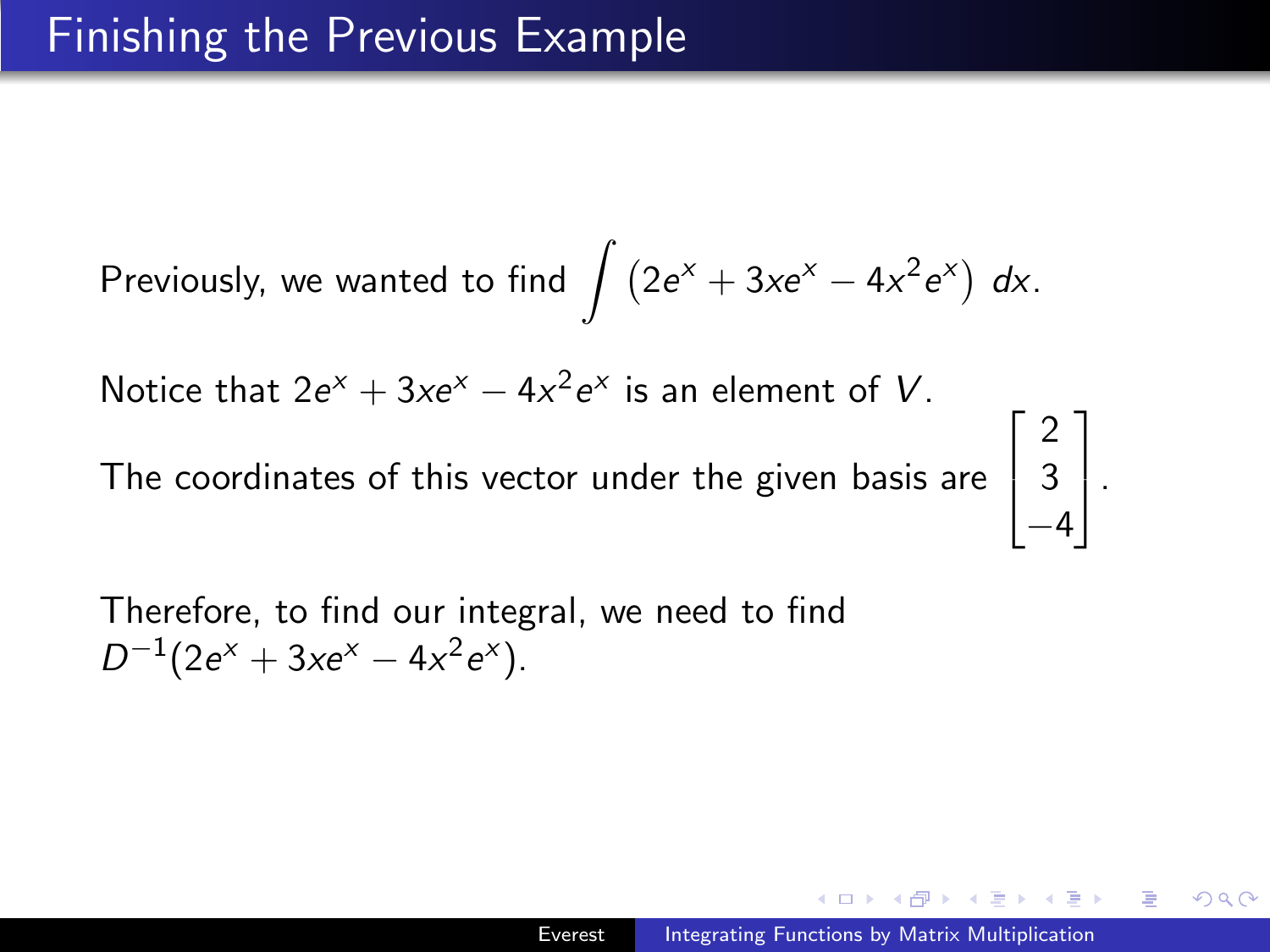# Finishing the Previous Example

Previously, we wanted to find $\displaystyle\int \left(2e^x + 3xe^x - 4x^2e^x\right)\, dx$.

Notice that $2e^x + 3xe^x - 4x^2e^x$ is an element of $V$.

The coordinates of this vector under the given basis are $\begin{bmatrix} 2 \\ 3 \\ -4 \end{bmatrix}$.

Therefore, to find our integral, we need to find $D^{-1}(2e^x + 3xe^x - 4x^2e^x)$.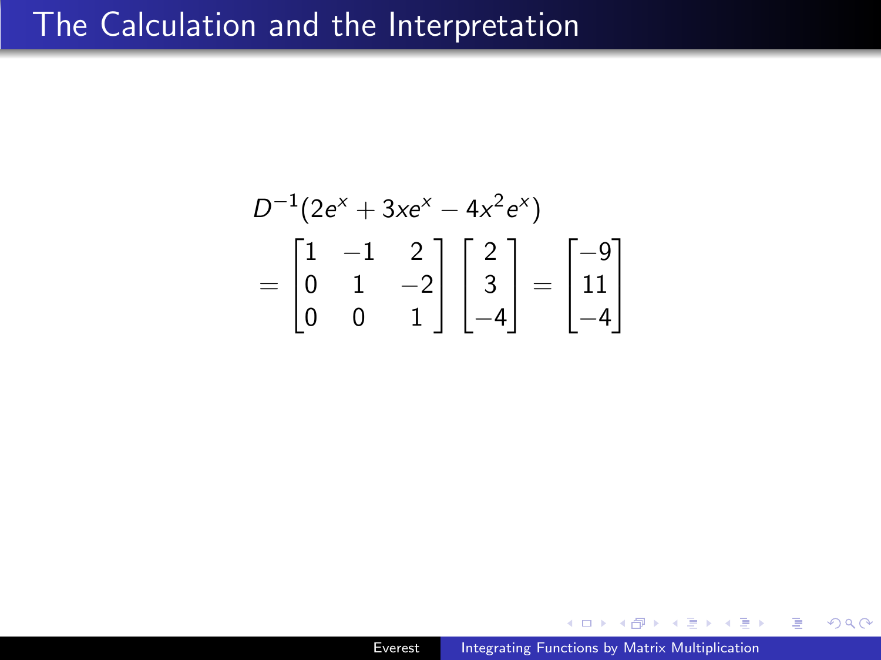# The Calculation and the Interpretation

$$D^{-1}(2e^x + 3xe^x - 4x^2e^x)$$

$$= \begin{bmatrix} 1 & -1 & 2 \\ 0 & 1 & -2 \\ 0 & 0 & 1 \end{bmatrix} \begin{bmatrix} 2 \\ 3 \\ -4 \end{bmatrix} = \begin{bmatrix} -9 \\ 11 \\ -4 \end{bmatrix}$$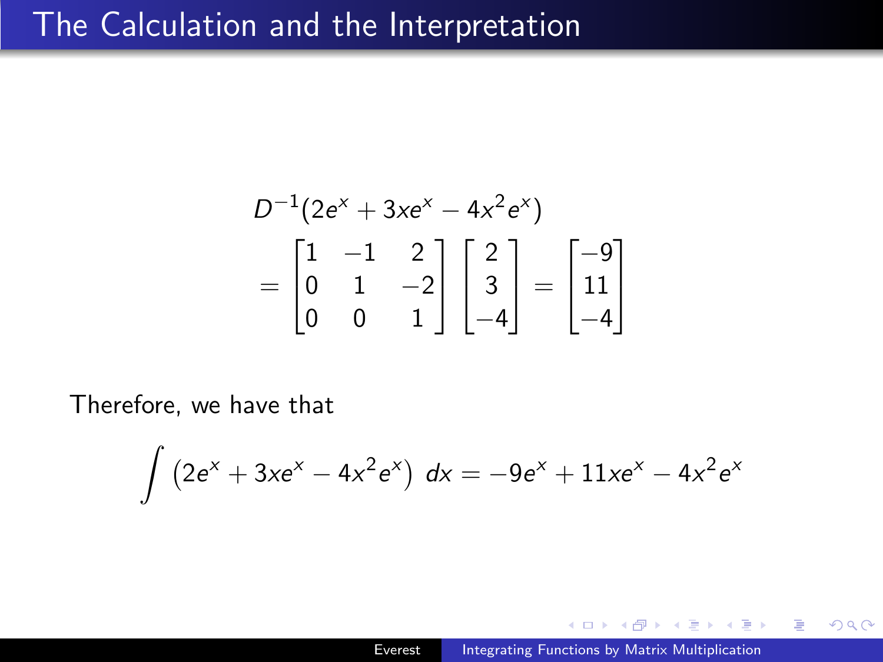# The Calculation and the Interpretation

$$
\begin{aligned}
&D^{-1}(2e^x + 3xe^x - 4x^2e^x) \\
&= \begin{bmatrix} 1 & -1 & 2 \\ 0 & 1 & -2 \\ 0 & 0 & 1 \end{bmatrix} \begin{bmatrix} 2 \\ 3 \\ -4 \end{bmatrix} = \begin{bmatrix} -9 \\ 11 \\ -4 \end{bmatrix}
\end{aligned}
$$

Therefore, we have that

$$
\int \left(2e^x + 3xe^x - 4x^2e^x\right)\, dx = -9e^x + 11xe^x - 4x^2e^x
$$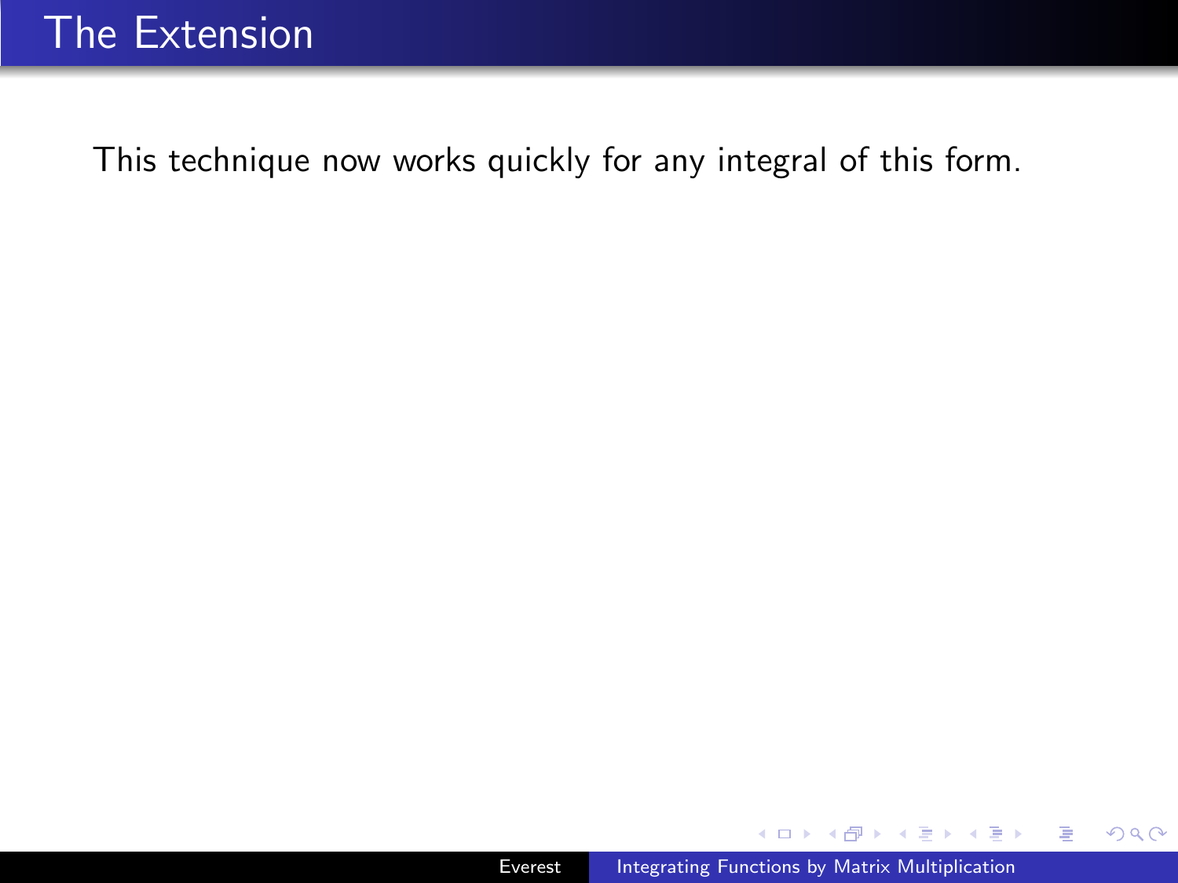# The Extension

This technique now works quickly for any integral of this form.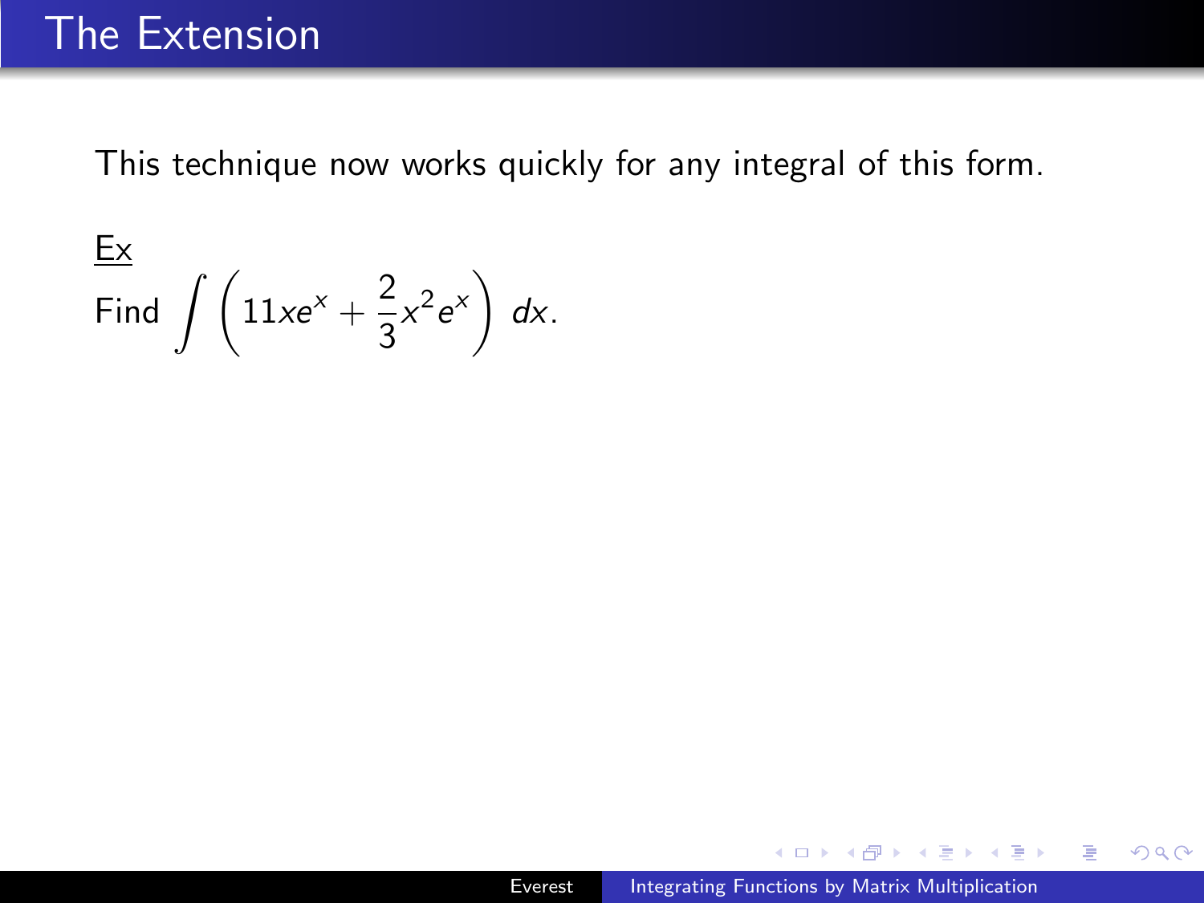# The Extension

This technique now works quickly for any integral of this form.

Ex

Find $\int \left(11xe^x + \frac{2}{3}x^2e^x\right)\, dx$.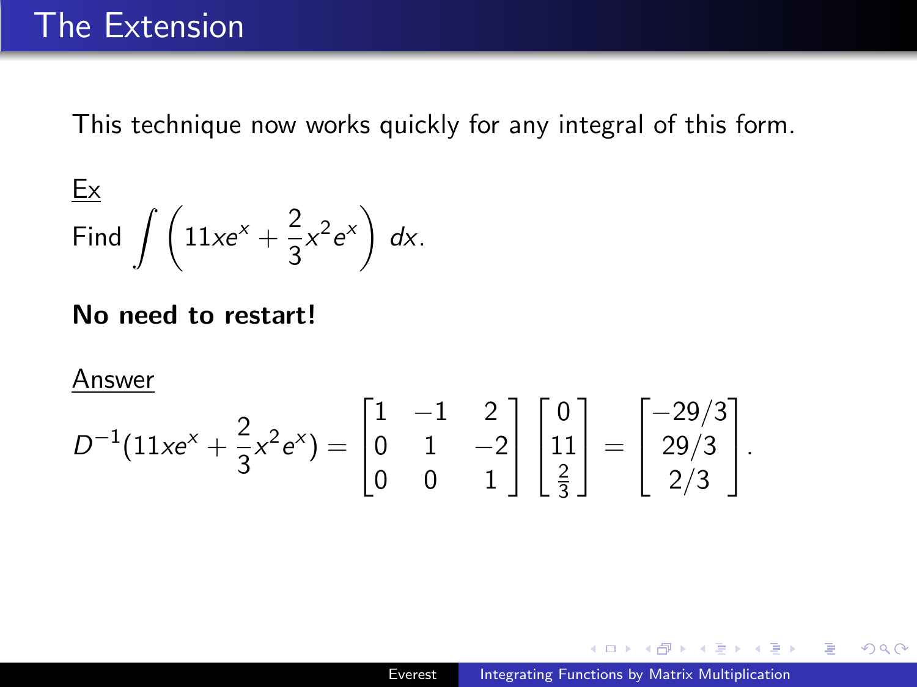# The Extension

This technique now works quickly for any integral of this form.

Ex

Find $\displaystyle\int \left(11xe^x + \frac{2}{3}x^2e^x\right)\, dx$.

**No need to restart!**

Answer

$$D^{-1}(11xe^x + \frac{2}{3}x^2e^x) = \begin{bmatrix} 1 & -1 & 2 \\ 0 & 1 & -2 \\ 0 & 0 & 1 \end{bmatrix} \begin{bmatrix} 0 \\ 11 \\ \frac{2}{3} \end{bmatrix} = \begin{bmatrix} -29/3 \\ 29/3 \\ 2/3 \end{bmatrix}.$$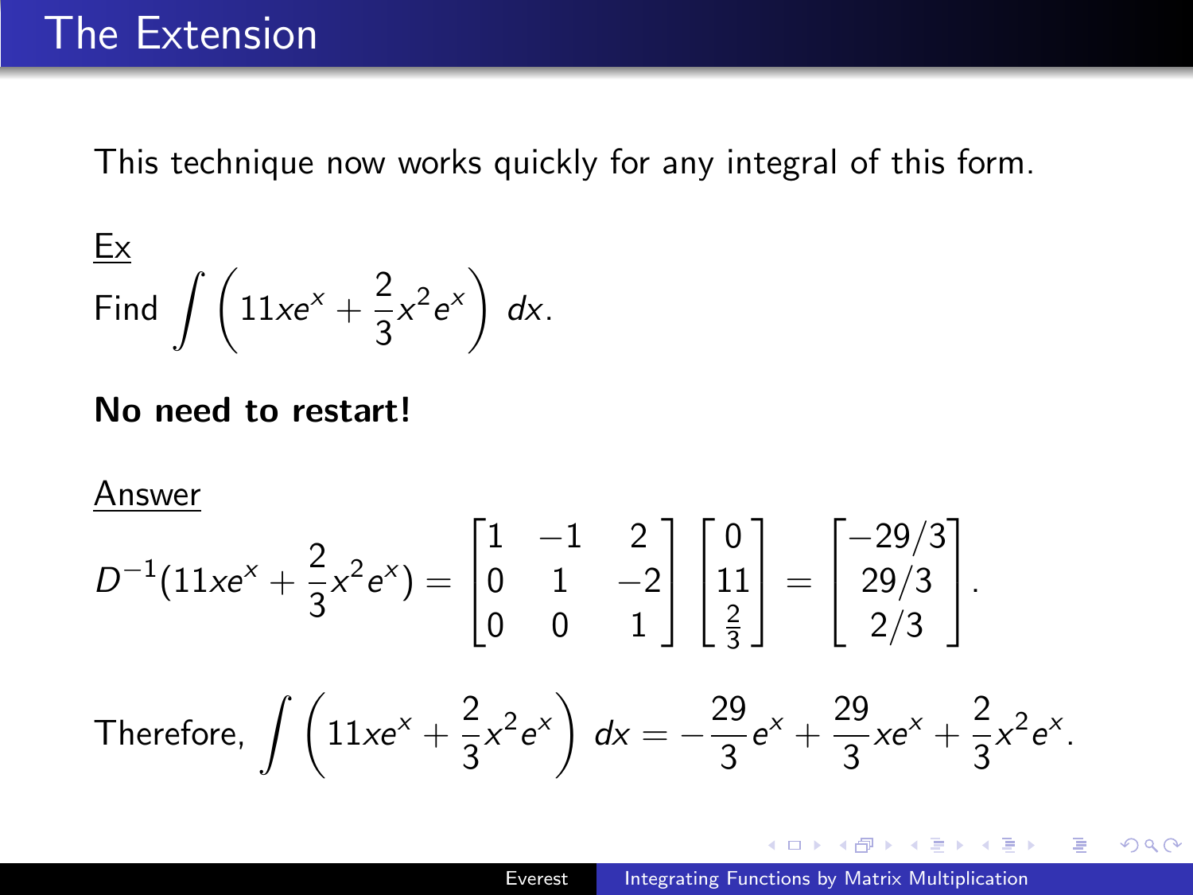## The Extension

This technique now works quickly for any integral of this form.

Ex

Find $\int \left( 11xe^x + \frac{2}{3}x^2e^x \right) \, dx.$

**No need to restart!**

Answer

$$D^{-1}(11xe^x + \frac{2}{3}x^2e^x) = \begin{bmatrix} 1 & -1 & 2 \\ 0 & 1 & -2 \\ 0 & 0 & 1 \end{bmatrix} \begin{bmatrix} 0 \\ 11 \\ \frac{2}{3} \end{bmatrix} = \begin{bmatrix} -29/3 \\ 29/3 \\ 2/3 \end{bmatrix}.$$

Therefore, $\int \left( 11xe^x + \frac{2}{3}x^2e^x \right) \, dx = -\frac{29}{3}e^x + \frac{29}{3}xe^x + \frac{2}{3}x^2e^x.$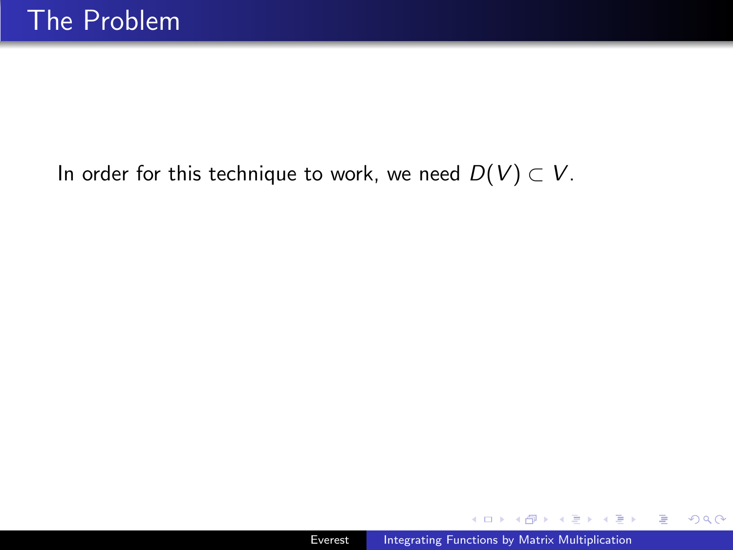# The Problem

In order for this technique to work, we need $D(V) \subset V$.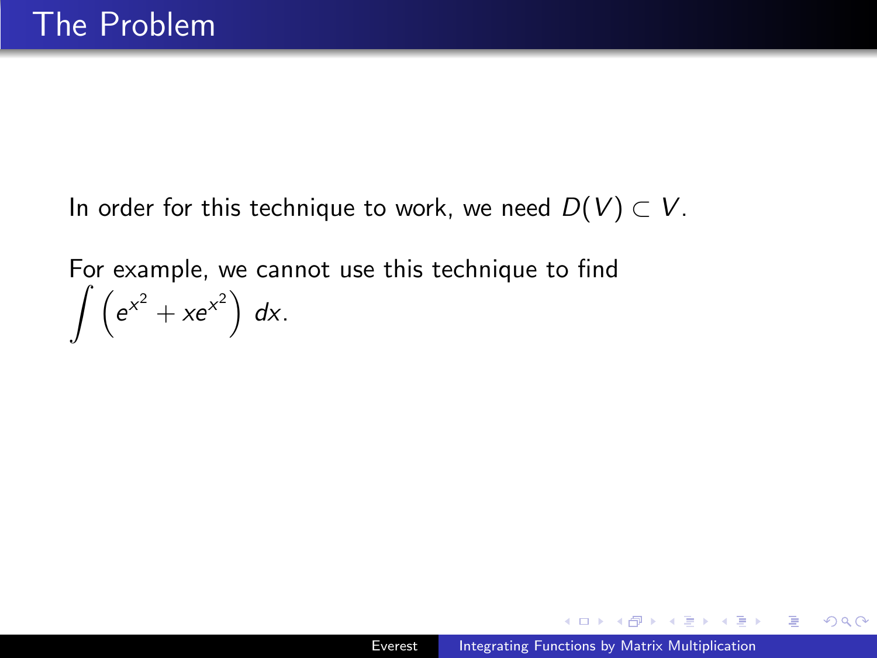# The Problem

In order for this technique to work, we need $D(V) \subset V$.

For example, we cannot use this technique to find
$\int \left(e^{x^2} + xe^{x^2}\right)\, dx$.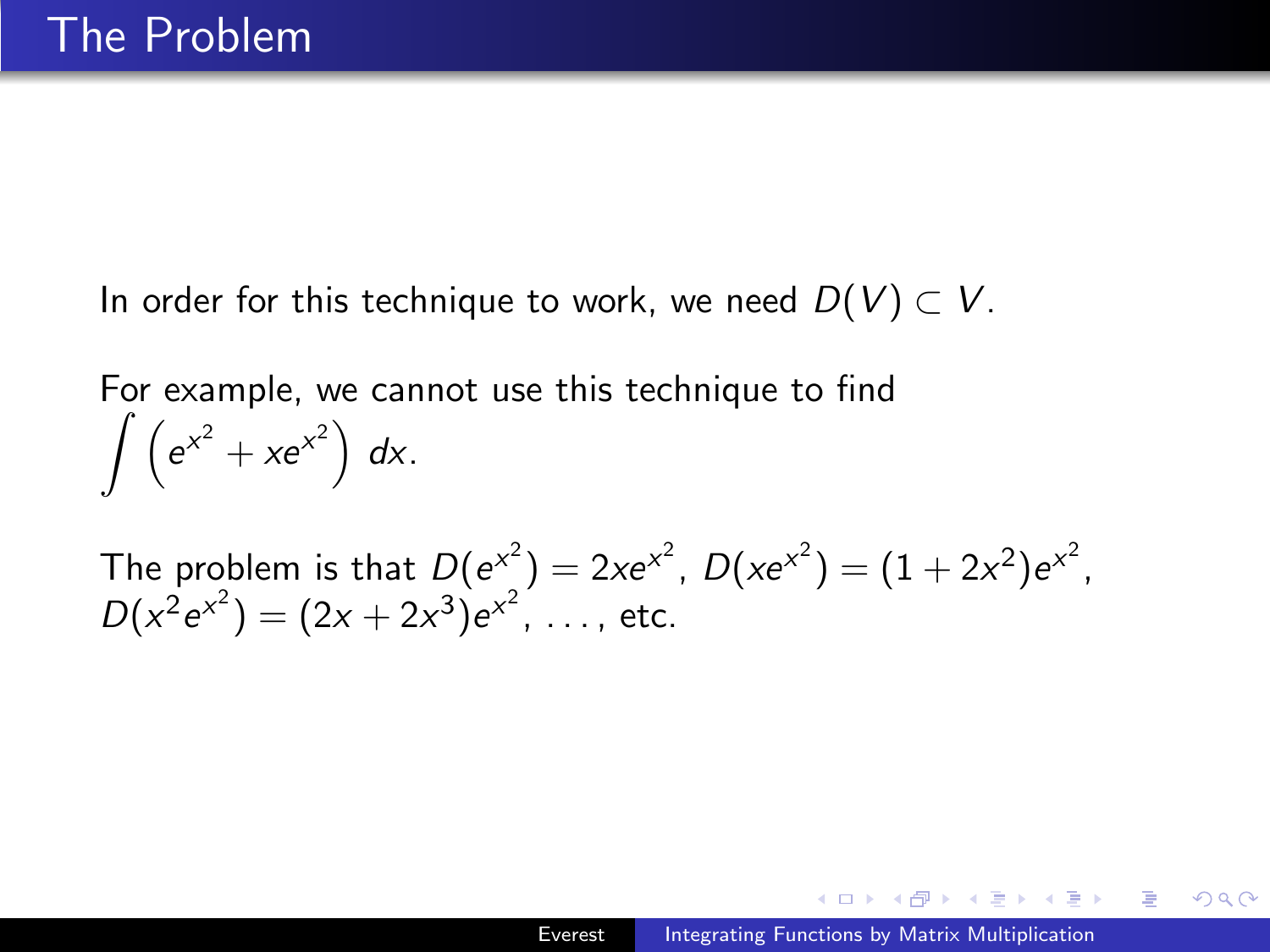# The Problem

In order for this technique to work, we need $D(V) \subset V$.

For example, we cannot use this technique to find $\displaystyle\int \left(e^{x^2} + xe^{x^2}\right)\, dx$.

The problem is that $D(e^{x^2}) = 2xe^{x^2}$, $D(xe^{x^2}) = (1 + 2x^2)e^{x^2}$, $D(x^2e^{x^2}) = (2x + 2x^3)e^{x^2}$, ..., etc.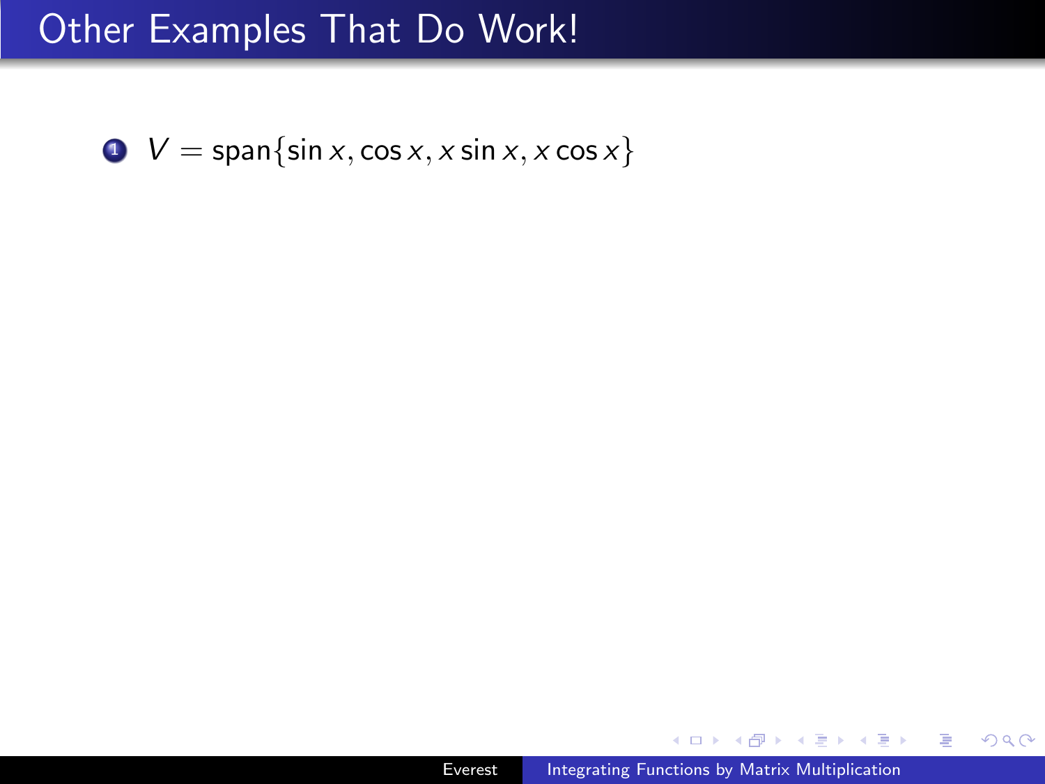# Other Examples That Do Work!

1. $V = \text{span}\{\sin x, \cos x, x \sin x, x \cos x\}$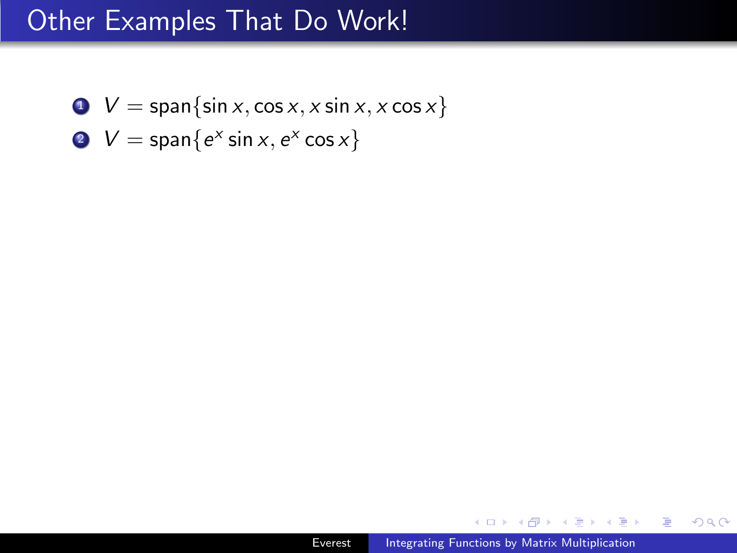# Other Examples That Do Work!

1. $V = \text{span}\{\sin x, \cos x, x \sin x, x \cos x\}$
2. $V = \text{span}\{e^x \sin x, e^x \cos x\}$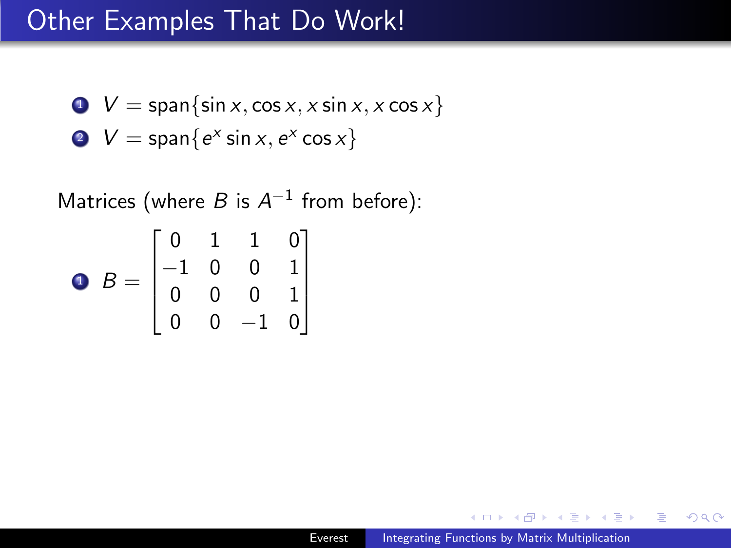# Other Examples That Do Work!

1. $V = \text{span}\{\sin x, \cos x, x\sin x, x\cos x\}$
2. $V = \text{span}\{e^x \sin x, e^x \cos x\}$

Matrices (where $B$ is $A^{-1}$ from before):

1. $$B = \begin{bmatrix} 0 & 1 & 1 & 0 \\ -1 & 0 & 0 & 1 \\ 0 & 0 & 0 & 1 \\ 0 & 0 & -1 & 0 \end{bmatrix}$$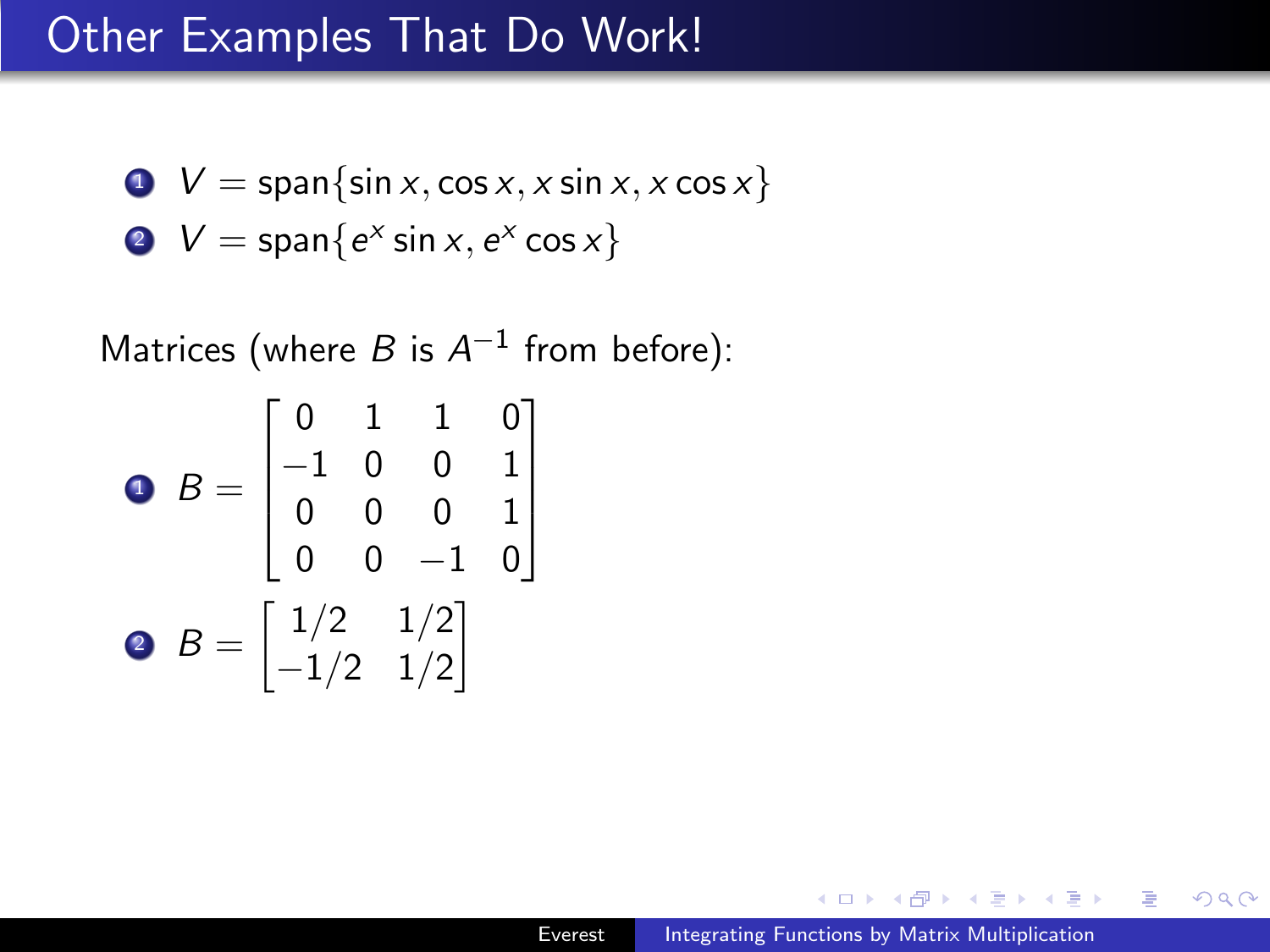# Other Examples That Do Work!

1. $V = \text{span}\{\sin x, \cos x, x \sin x, x \cos x\}$
2. $V = \text{span}\{e^x \sin x, e^x \cos x\}$

Matrices (where $B$ is $A^{-1}$ from before):

1. $$B = \begin{bmatrix} 0 & 1 & 1 & 0 \\ -1 & 0 & 0 & 1 \\ 0 & 0 & 0 & 1 \\ 0 & 0 & -1 & 0 \end{bmatrix}$$
2. $$B = \begin{bmatrix} 1/2 & 1/2 \\ -1/2 & 1/2 \end{bmatrix}$$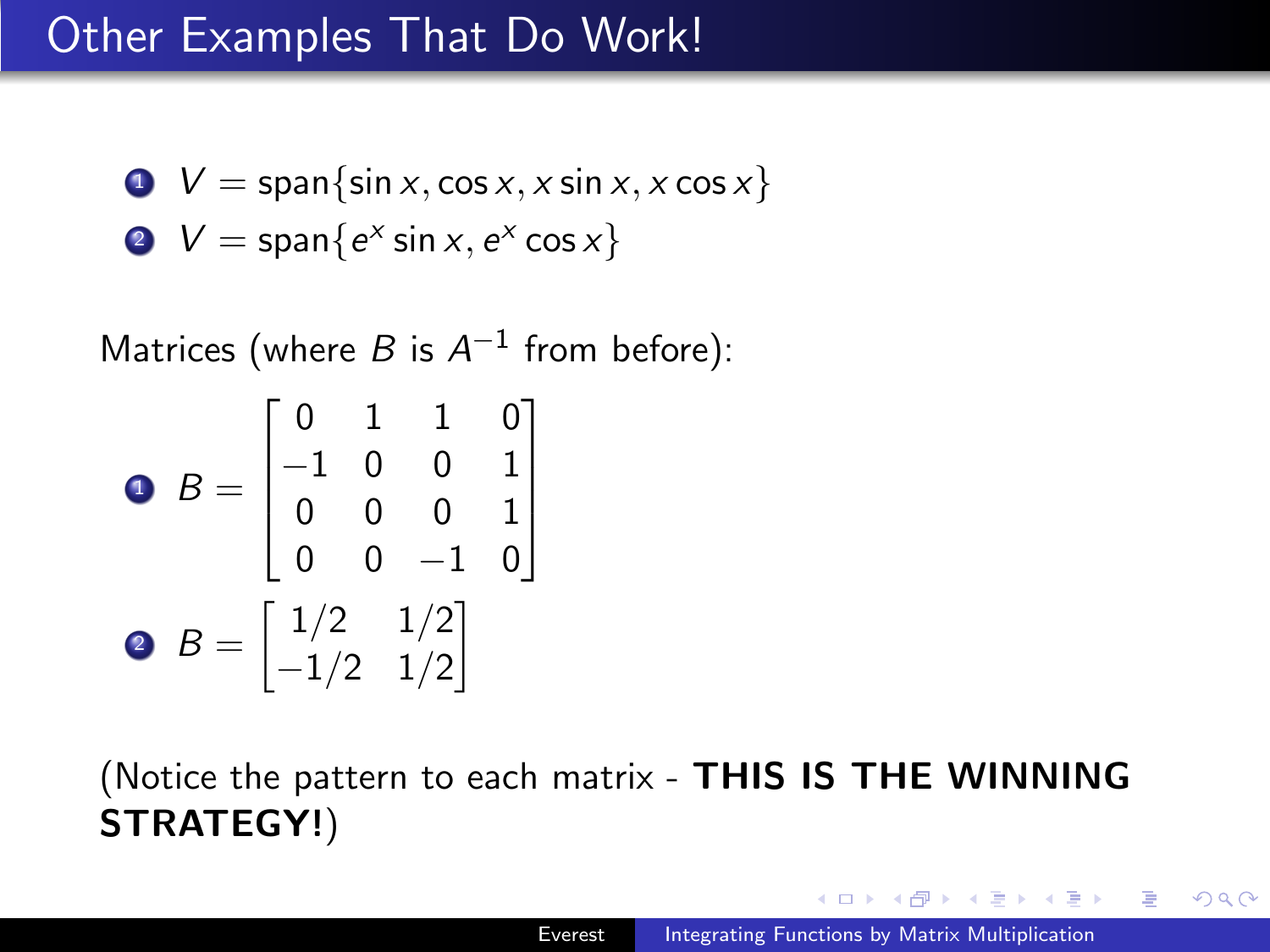# Other Examples That Do Work!

1. $V = \text{span}\{\sin x, \cos x, x\sin x, x\cos x\}$
2. $V = \text{span}\{e^x \sin x, e^x \cos x\}$

Matrices (where $B$ is $A^{-1}$ from before):

1. $$B = \begin{bmatrix} 0 & 1 & 1 & 0 \\ -1 & 0 & 0 & 1 \\ 0 & 0 & 0 & 1 \\ 0 & 0 & -1 & 0 \end{bmatrix}$$
2. $$B = \begin{bmatrix} 1/2 & 1/2 \\ -1/2 & 1/2 \end{bmatrix}$$

(Notice the pattern to each matrix - **THIS IS THE WINNING STRATEGY!**)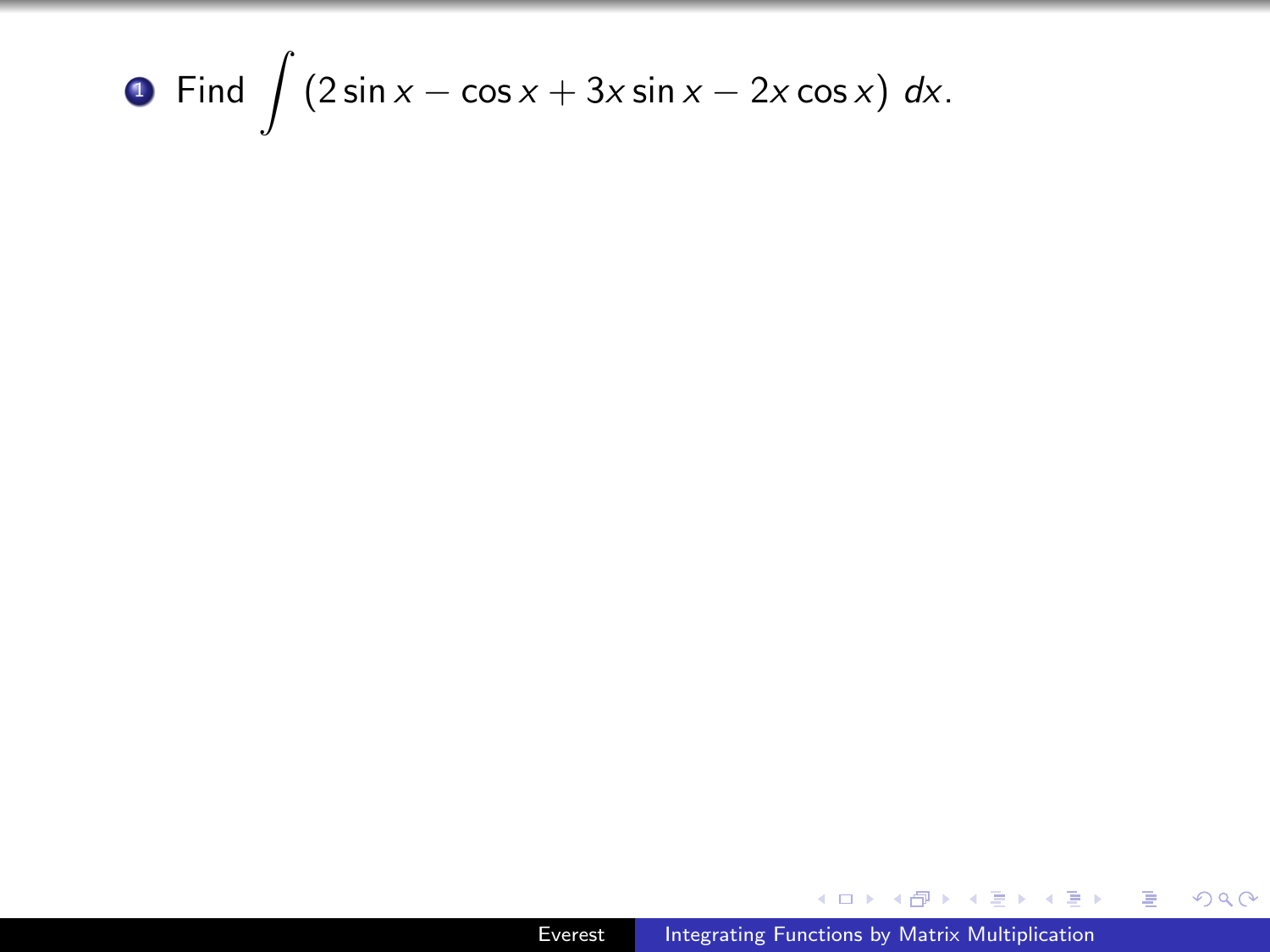1. Find $\int (2 \sin x - \cos x + 3x \sin x - 2x \cos x) \; dx$.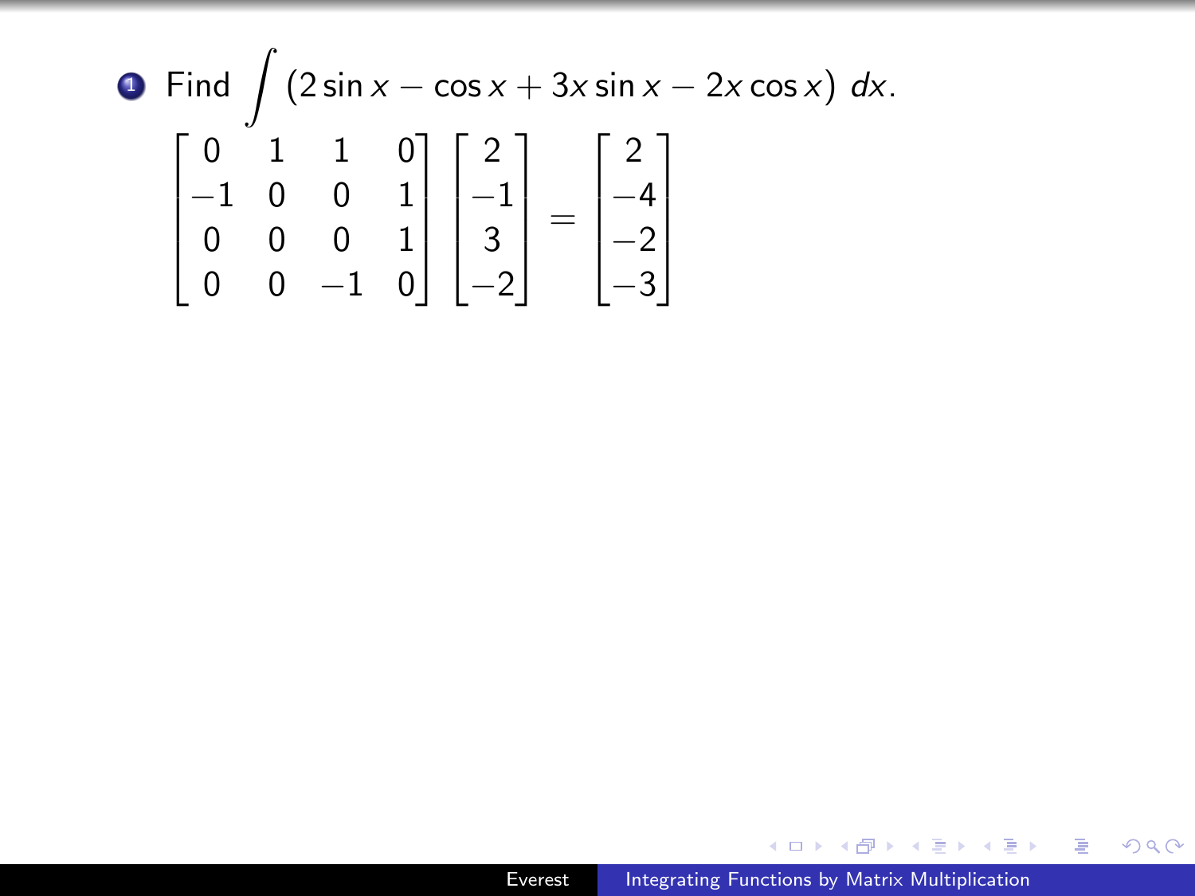1. Find $\int (2\sin x - \cos x + 3x\sin x - 2x\cos x)\ dx$.

$$\begin{bmatrix} 0 & 1 & 1 & 0 \\ -1 & 0 & 0 & 1 \\ 0 & 0 & 0 & 1 \\ 0 & 0 & -1 & 0 \end{bmatrix} \begin{bmatrix} 2 \\ -1 \\ 3 \\ -2 \end{bmatrix} = \begin{bmatrix} 2 \\ -4 \\ -2 \\ -3 \end{bmatrix}$$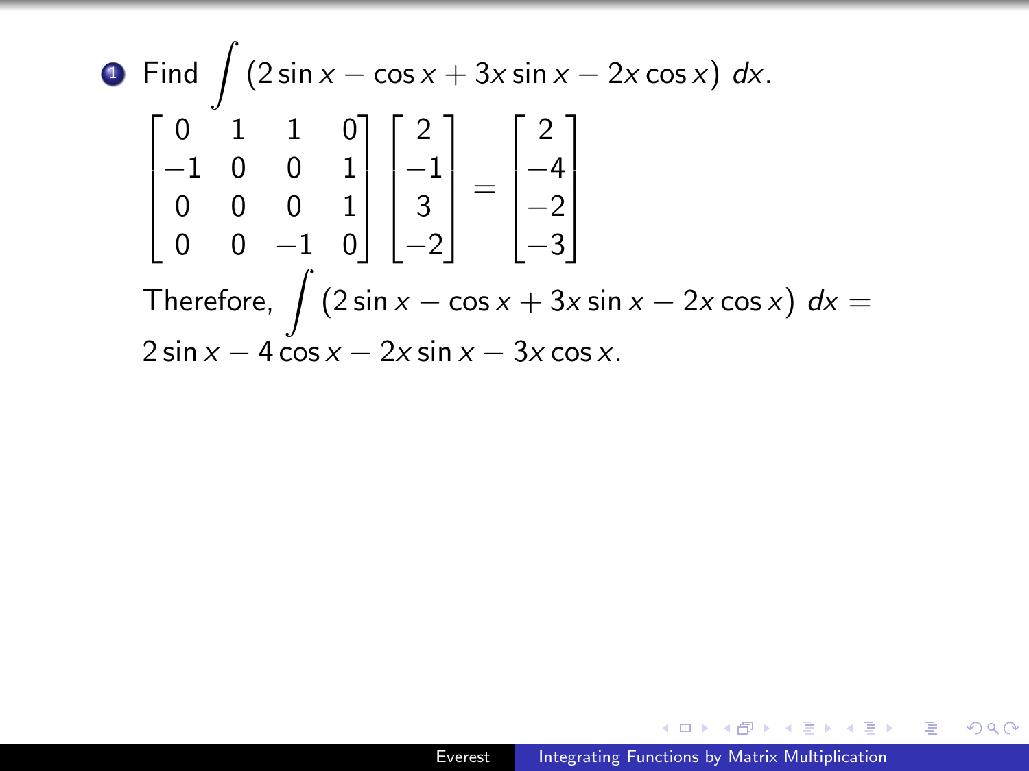1. Find $\displaystyle\int (2\sin x - \cos x + 3x\sin x - 2x\cos x)\ dx$.

$$\begin{bmatrix} 0 & 1 & 1 & 0 \\ -1 & 0 & 0 & 1 \\ 0 & 0 & 0 & 1 \\ 0 & 0 & -1 & 0 \end{bmatrix} \begin{bmatrix} 2 \\ -1 \\ 3 \\ -2 \end{bmatrix} = \begin{bmatrix} 2 \\ -4 \\ -2 \\ -3 \end{bmatrix}$$

Therefore, $\displaystyle\int (2\sin x - \cos x + 3x\sin x - 2x\cos x)\ dx =$ $2\sin x - 4\cos x - 2x\sin x - 3x\cos x$.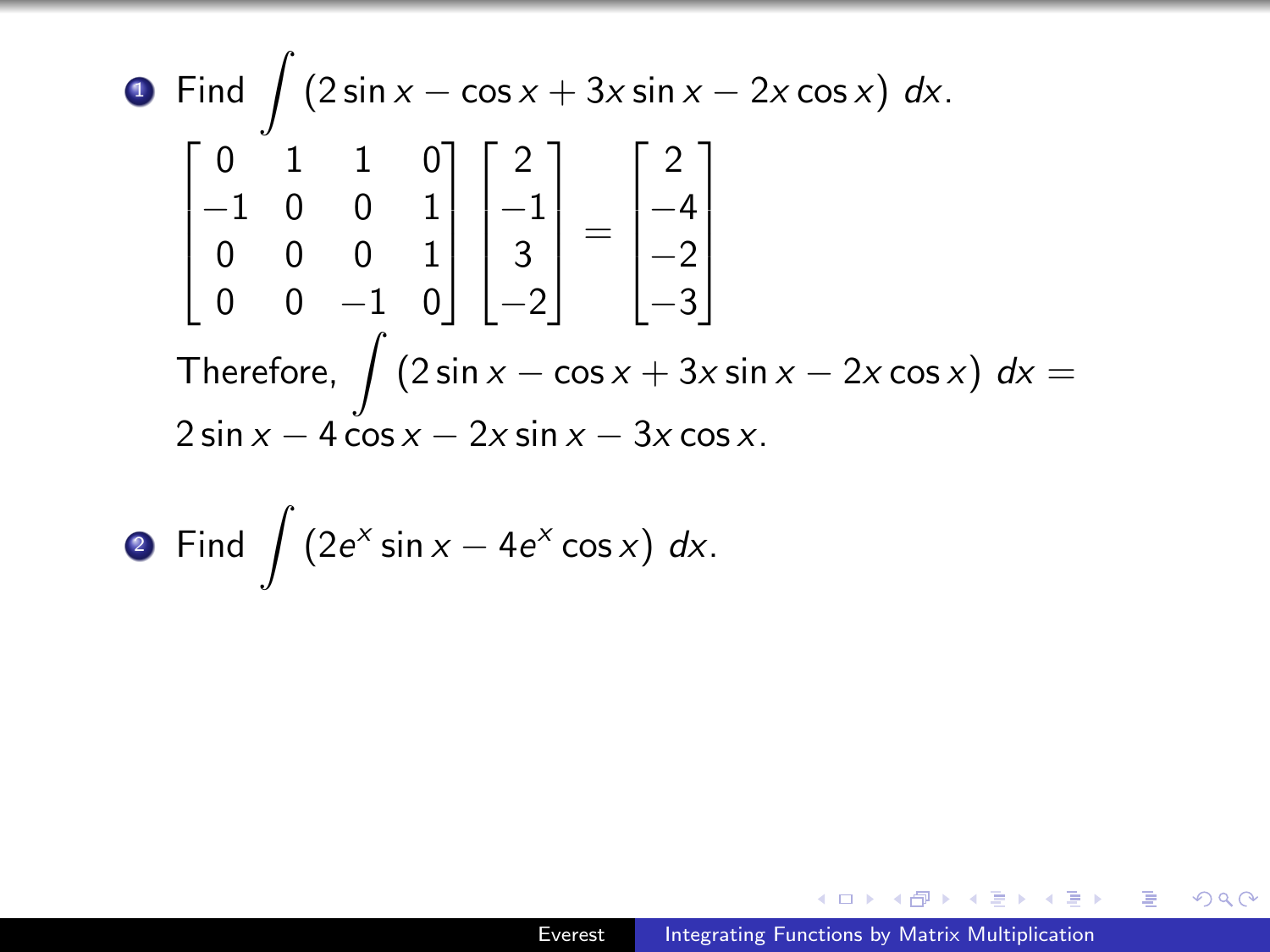1. Find $\int (2\sin x - \cos x + 3x\sin x - 2x\cos x)\ dx$.

$$\begin{bmatrix} 0 & 1 & 1 & 0 \\ -1 & 0 & 0 & 1 \\ 0 & 0 & 0 & 1 \\ 0 & 0 & -1 & 0 \end{bmatrix} \begin{bmatrix} 2 \\ -1 \\ 3 \\ -2 \end{bmatrix} = \begin{bmatrix} 2 \\ -4 \\ -2 \\ -3 \end{bmatrix}$$

Therefore, $\int (2\sin x - \cos x + 3x\sin x - 2x\cos x)\ dx =$ $2\sin x - 4\cos x - 2x\sin x - 3x\cos x$.

2. Find $\int (2e^x \sin x - 4e^x \cos x)\ dx$.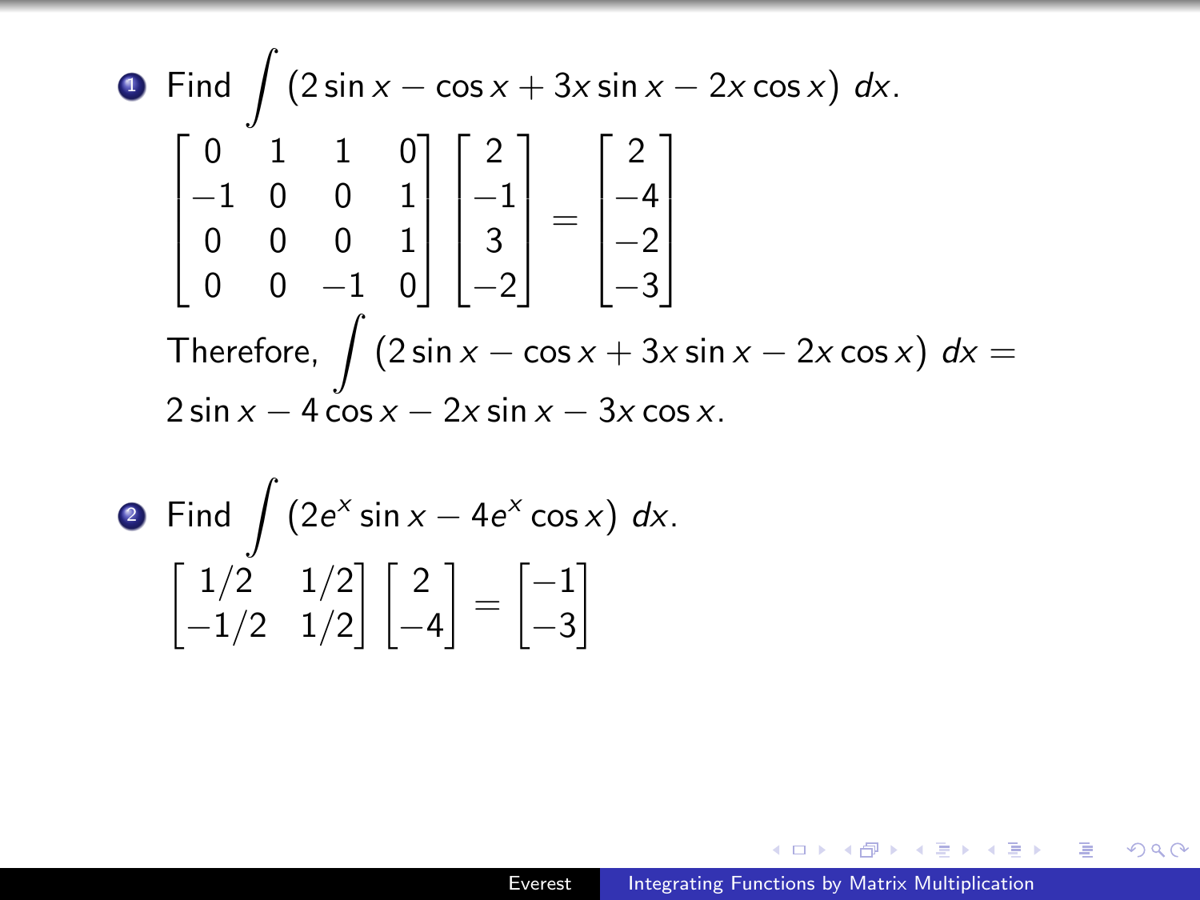1. Find $\int (2\sin x - \cos x + 3x\sin x - 2x\cos x)\ dx$.

$$\begin{bmatrix} 0 & 1 & 1 & 0 \\ -1 & 0 & 0 & 1 \\ 0 & 0 & 0 & 1 \\ 0 & 0 & -1 & 0 \end{bmatrix} \begin{bmatrix} 2 \\ -1 \\ 3 \\ -2 \end{bmatrix} = \begin{bmatrix} 2 \\ -4 \\ -2 \\ -3 \end{bmatrix}$$

Therefore, $\int (2\sin x - \cos x + 3x\sin x - 2x\cos x)\ dx =$
$2\sin x - 4\cos x - 2x\sin x - 3x\cos x$.

2. Find $\int (2e^x \sin x - 4e^x \cos x)\ dx$.

$$\begin{bmatrix} 1/2 & 1/2 \\ -1/2 & 1/2 \end{bmatrix} \begin{bmatrix} 2 \\ -4 \end{bmatrix} = \begin{bmatrix} -1 \\ -3 \end{bmatrix}$$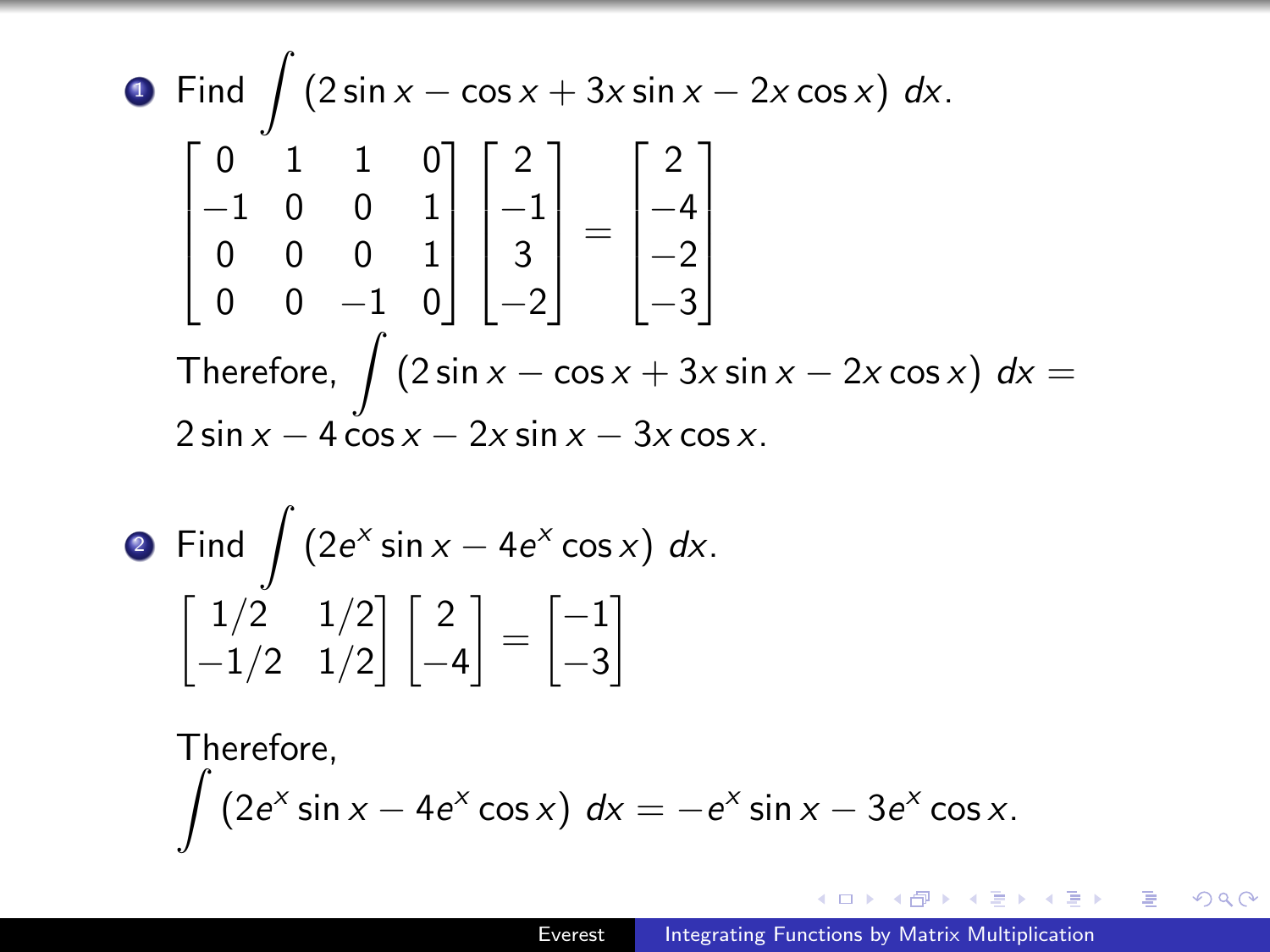1. Find $\int (2\sin x - \cos x + 3x\sin x - 2x\cos x)\ dx$.

$$\begin{bmatrix} 0 & 1 & 1 & 0 \\ -1 & 0 & 0 & 1 \\ 0 & 0 & 0 & 1 \\ 0 & 0 & -1 & 0 \end{bmatrix} \begin{bmatrix} 2 \\ -1 \\ 3 \\ -2 \end{bmatrix} = \begin{bmatrix} 2 \\ -4 \\ -2 \\ -3 \end{bmatrix}$$

Therefore, $\int (2\sin x - \cos x + 3x\sin x - 2x\cos x)\ dx = 2\sin x - 4\cos x - 2x\sin x - 3x\cos x$.

2. Find $\int (2e^x \sin x - 4e^x \cos x)\ dx$.

$$\begin{bmatrix} 1/2 & 1/2 \\ -1/2 & 1/2 \end{bmatrix} \begin{bmatrix} 2 \\ -4 \end{bmatrix} = \begin{bmatrix} -1 \\ -3 \end{bmatrix}$$

Therefore,

$$\int (2e^x \sin x - 4e^x \cos x)\ dx = -e^x \sin x - 3e^x \cos x.$$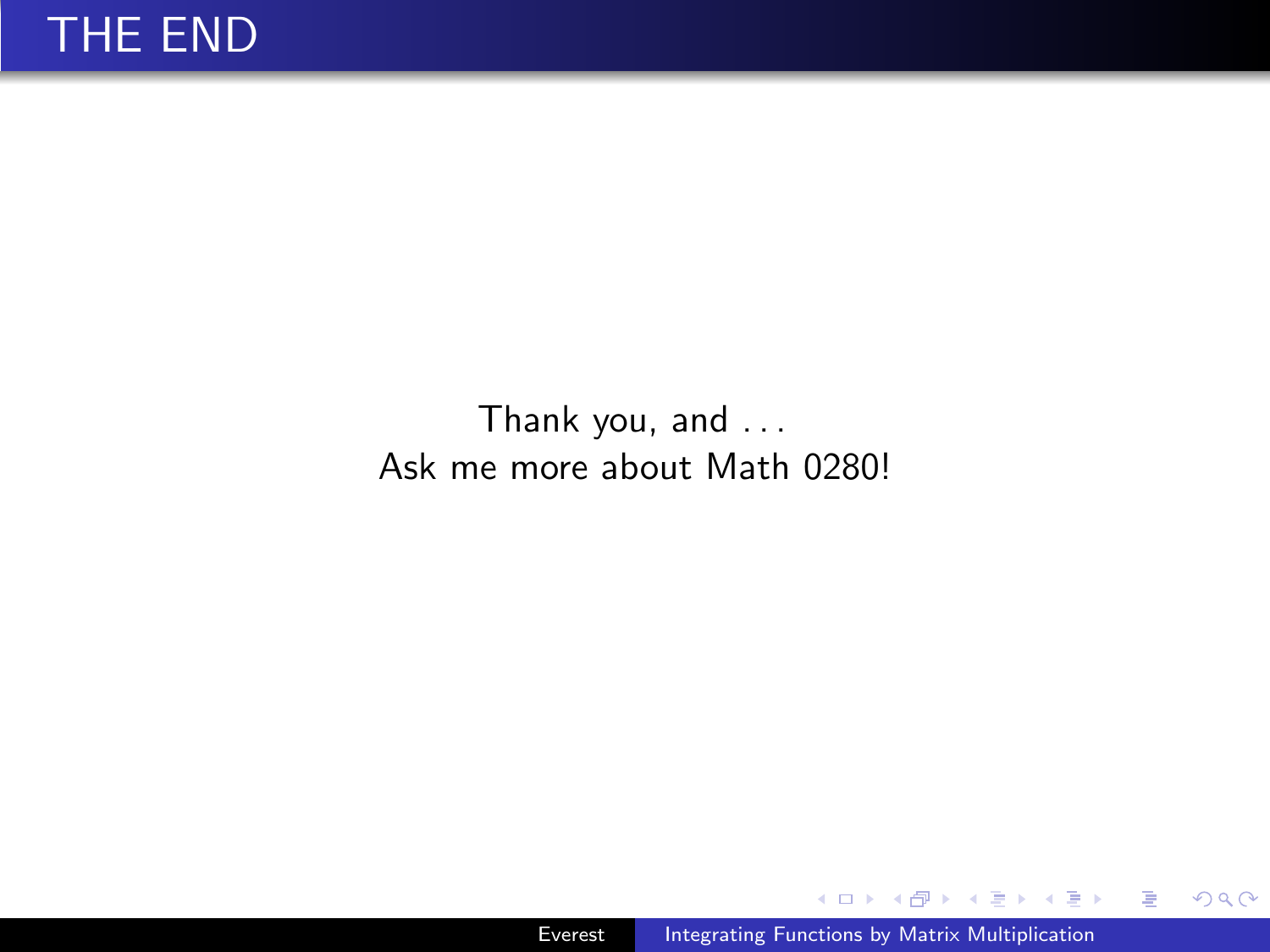# THE END

Thank you, and . . .
Ask me more about Math 0280!